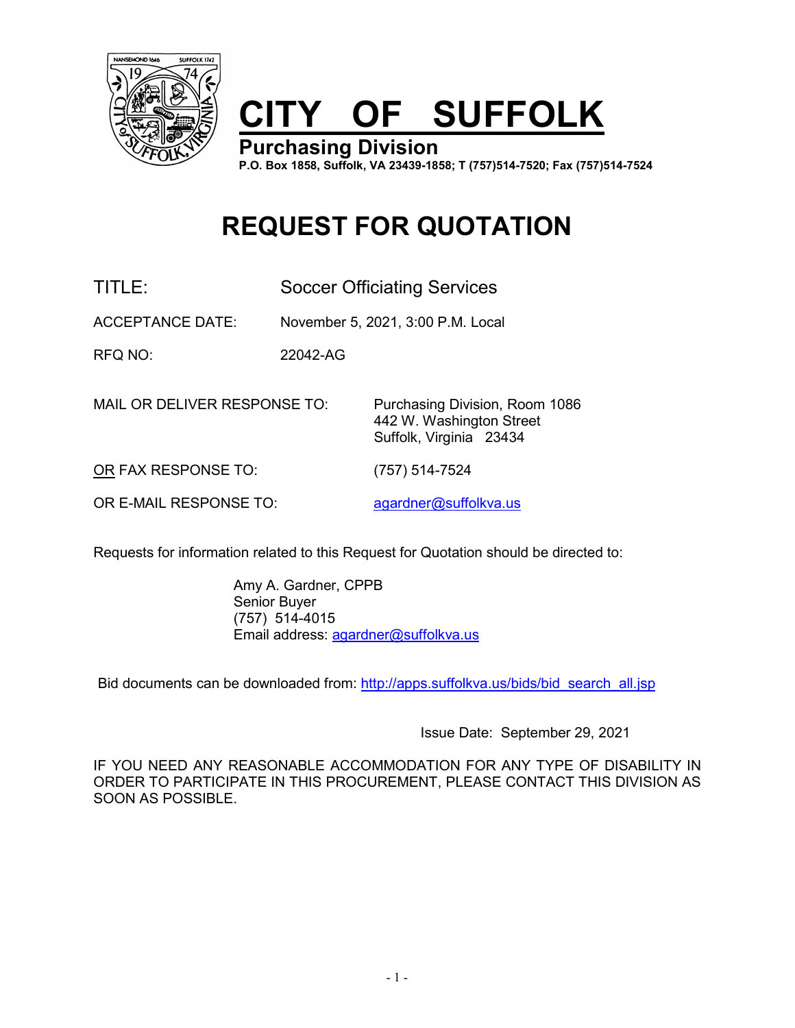# CITY OF SUFFOLK

## Purchasing Division

**P.O. Box 1858, Suffolk, VA 23439-1858; T (757)514-7520; Fax (757)514-7524**

# REQUEST FOR QUOTATION

TITLE: Soccer Officiating Services

ACCEPTANCE DATE: November 5, 2021, 3:00 P.M. Local

RFQ NO: 22042-AG

MAIL OR DELIVER RESPONSE TO: Purchasing Division, Room 1086
442 W. Washington Street
Suffolk, Virginia 23434

OR FAX RESPONSE TO: (757) 514-7524

OR E-MAIL RESPONSE TO: agardner@suffolkva.us

Requests for information related to this Request for Quotation should be directed to:

Amy A. Gardner, CPPB
Senior Buyer
(757) 514-4015
Email address: agardner@suffolkva.us

Bid documents can be downloaded from: http://apps.suffolkva.us/bids/bid_search_all.jsp

Issue Date: September 29, 2021

IF YOU NEED ANY REASONABLE ACCOMMODATION FOR ANY TYPE OF DISABILITY IN ORDER TO PARTICIPATE IN THIS PROCUREMENT, PLEASE CONTACT THIS DIVISION AS SOON AS POSSIBLE.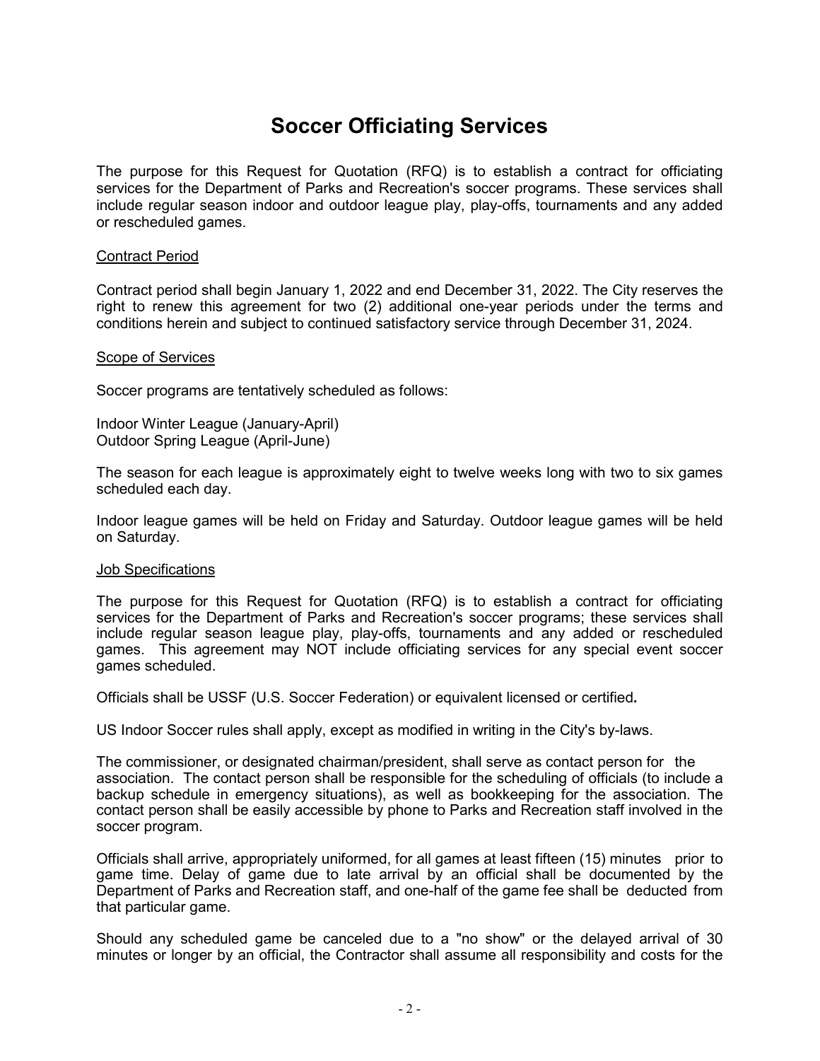# Soccer Officiating Services

The purpose for this Request for Quotation (RFQ) is to establish a contract for officiating services for the Department of Parks and Recreation's soccer programs. These services shall include regular season indoor and outdoor league play, play-offs, tournaments and any added or rescheduled games.

## Contract Period

Contract period shall begin January 1, 2022 and end December 31, 2022. The City reserves the right to renew this agreement for two (2) additional one-year periods under the terms and conditions herein and subject to continued satisfactory service through December 31, 2024.

## Scope of Services

Soccer programs are tentatively scheduled as follows:

Indoor Winter League (January-April)
Outdoor Spring League (April-June)

The season for each league is approximately eight to twelve weeks long with two to six games scheduled each day.

Indoor league games will be held on Friday and Saturday. Outdoor league games will be held on Saturday.

## Job Specifications

The purpose for this Request for Quotation (RFQ) is to establish a contract for officiating services for the Department of Parks and Recreation's soccer programs; these services shall include regular season league play, play-offs, tournaments and any added or rescheduled games. This agreement may NOT include officiating services for any special event soccer games scheduled.

Officials shall be USSF (U.S. Soccer Federation) or equivalent licensed or certified**.**

US Indoor Soccer rules shall apply, except as modified in writing in the City's by-laws.

The commissioner, or designated chairman/president, shall serve as contact person for the association. The contact person shall be responsible for the scheduling of officials (to include a backup schedule in emergency situations), as well as bookkeeping for the association. The contact person shall be easily accessible by phone to Parks and Recreation staff involved in the soccer program.

Officials shall arrive, appropriately uniformed, for all games at least fifteen (15) minutes prior to game time. Delay of game due to late arrival by an official shall be documented by the Department of Parks and Recreation staff, and one-half of the game fee shall be deducted from that particular game.

Should any scheduled game be canceled due to a "no show" or the delayed arrival of 30 minutes or longer by an official, the Contractor shall assume all responsibility and costs for the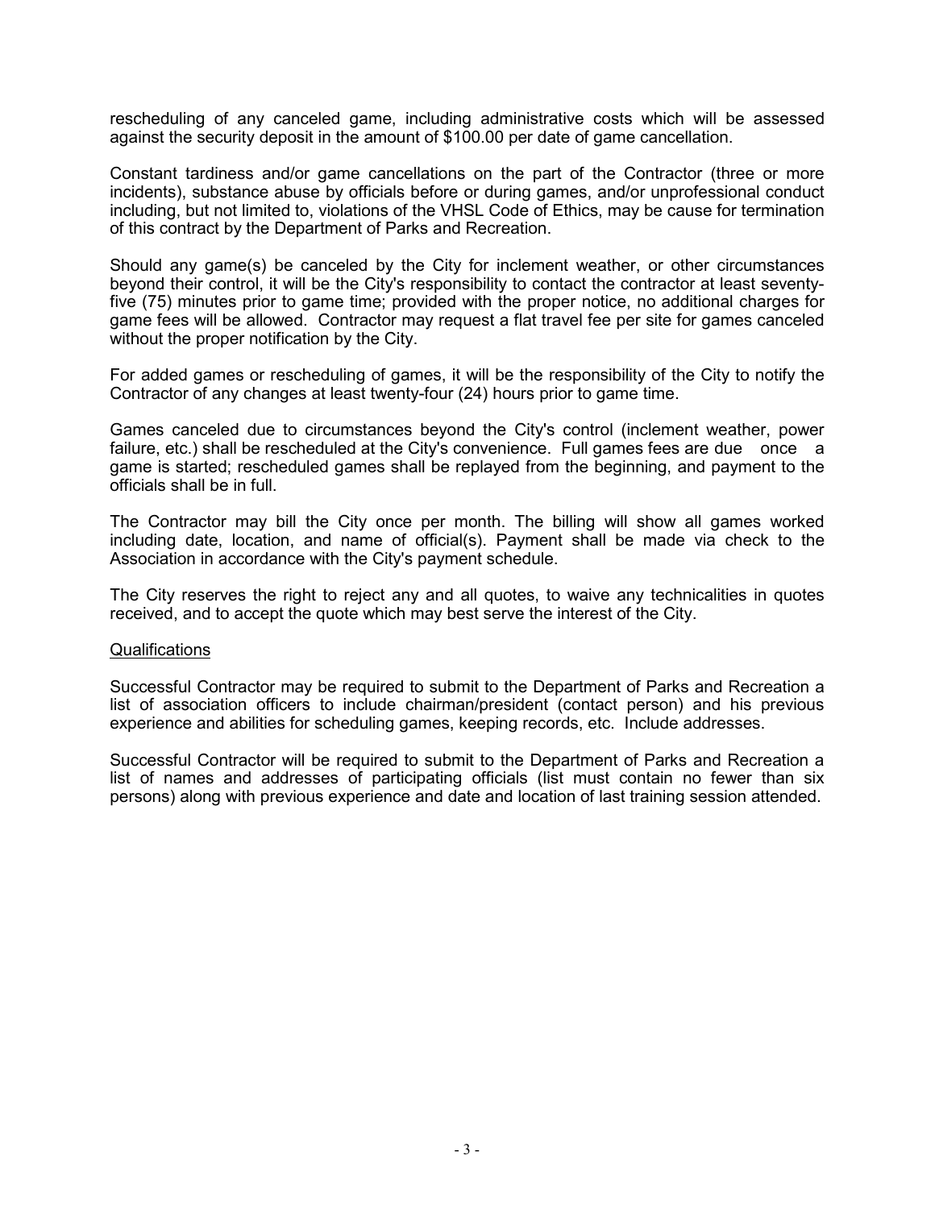rescheduling of any canceled game, including administrative costs which will be assessed against the security deposit in the amount of $100.00 per date of game cancellation.

Constant tardiness and/or game cancellations on the part of the Contractor (three or more incidents), substance abuse by officials before or during games, and/or unprofessional conduct including, but not limited to, violations of the VHSL Code of Ethics, may be cause for termination of this contract by the Department of Parks and Recreation.

Should any game(s) be canceled by the City for inclement weather, or other circumstances beyond their control, it will be the City's responsibility to contact the contractor at least seventy-five (75) minutes prior to game time; provided with the proper notice, no additional charges for game fees will be allowed. Contractor may request a flat travel fee per site for games canceled without the proper notification by the City.

For added games or rescheduling of games, it will be the responsibility of the City to notify the Contractor of any changes at least twenty-four (24) hours prior to game time.

Games canceled due to circumstances beyond the City's control (inclement weather, power failure, etc.) shall be rescheduled at the City's convenience. Full games fees are due once a game is started; rescheduled games shall be replayed from the beginning, and payment to the officials shall be in full.

The Contractor may bill the City once per month. The billing will show all games worked including date, location, and name of official(s). Payment shall be made via check to the Association in accordance with the City's payment schedule.

The City reserves the right to reject any and all quotes, to waive any technicalities in quotes received, and to accept the quote which may best serve the interest of the City.

<u>Qualifications</u>

Successful Contractor may be required to submit to the Department of Parks and Recreation a list of association officers to include chairman/president (contact person) and his previous experience and abilities for scheduling games, keeping records, etc. Include addresses.

Successful Contractor will be required to submit to the Department of Parks and Recreation a list of names and addresses of participating officials (list must contain no fewer than six persons) along with previous experience and date and location of last training session attended.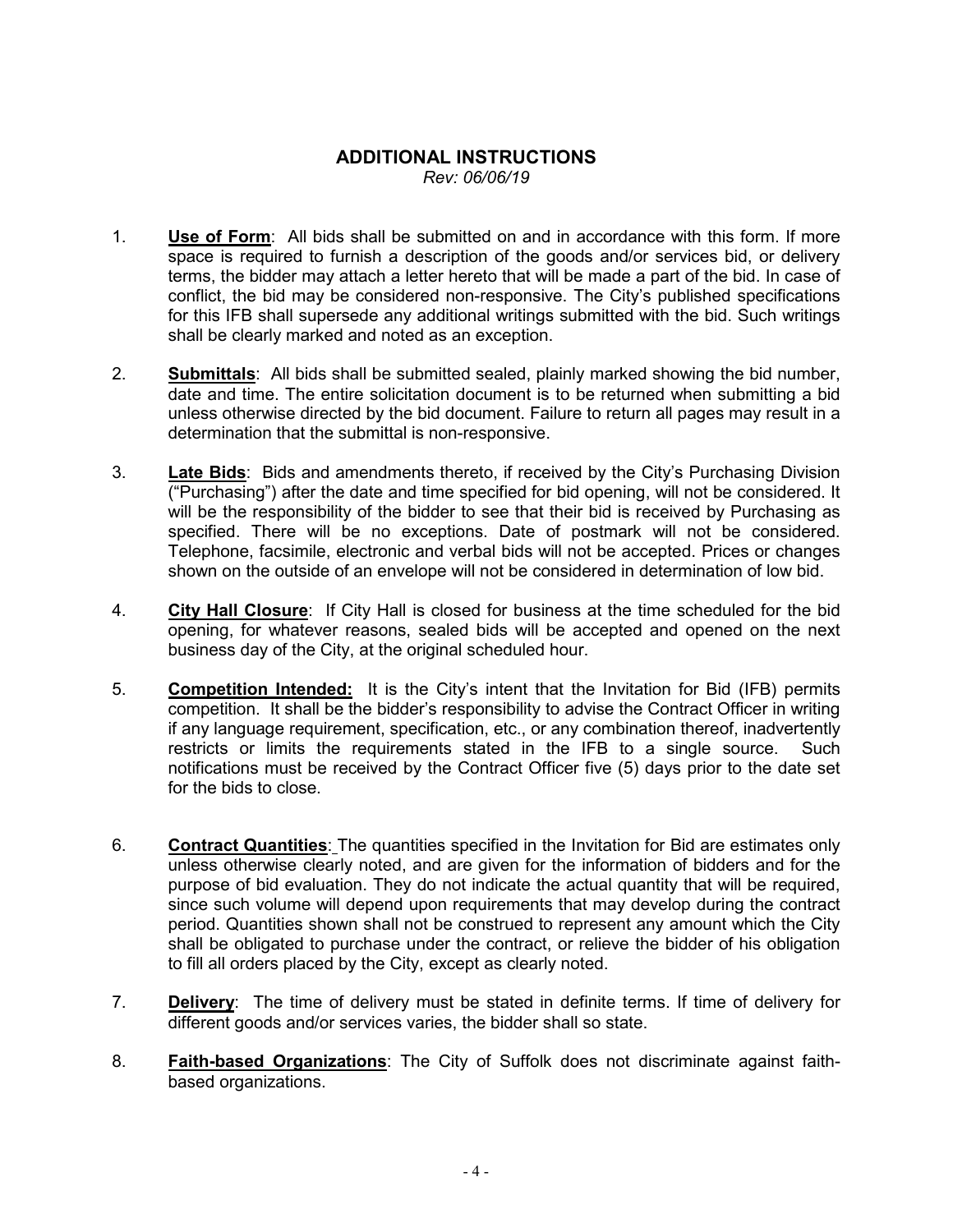## ADDITIONAL INSTRUCTIONS

*Rev: 06/06/19*

1. **Use of Form**: All bids shall be submitted on and in accordance with this form. If more space is required to furnish a description of the goods and/or services bid, or delivery terms, the bidder may attach a letter hereto that will be made a part of the bid. In case of conflict, the bid may be considered non-responsive. The City's published specifications for this IFB shall supersede any additional writings submitted with the bid. Such writings shall be clearly marked and noted as an exception.

2. **Submittals**: All bids shall be submitted sealed, plainly marked showing the bid number, date and time. The entire solicitation document is to be returned when submitting a bid unless otherwise directed by the bid document. Failure to return all pages may result in a determination that the submittal is non-responsive.

3. **Late Bids**: Bids and amendments thereto, if received by the City's Purchasing Division ("Purchasing") after the date and time specified for bid opening, will not be considered. It will be the responsibility of the bidder to see that their bid is received by Purchasing as specified. There will be no exceptions. Date of postmark will not be considered. Telephone, facsimile, electronic and verbal bids will not be accepted. Prices or changes shown on the outside of an envelope will not be considered in determination of low bid.

4. **City Hall Closure**: If City Hall is closed for business at the time scheduled for the bid opening, for whatever reasons, sealed bids will be accepted and opened on the next business day of the City, at the original scheduled hour.

5. **Competition Intended:** It is the City's intent that the Invitation for Bid (IFB) permits competition. It shall be the bidder's responsibility to advise the Contract Officer in writing if any language requirement, specification, etc., or any combination thereof, inadvertently restricts or limits the requirements stated in the IFB to a single source. Such notifications must be received by the Contract Officer five (5) days prior to the date set for the bids to close.

6. **Contract Quantities**: The quantities specified in the Invitation for Bid are estimates only unless otherwise clearly noted, and are given for the information of bidders and for the purpose of bid evaluation. They do not indicate the actual quantity that will be required, since such volume will depend upon requirements that may develop during the contract period. Quantities shown shall not be construed to represent any amount which the City shall be obligated to purchase under the contract, or relieve the bidder of his obligation to fill all orders placed by the City, except as clearly noted.

7. **Delivery**: The time of delivery must be stated in definite terms. If time of delivery for different goods and/or services varies, the bidder shall so state.

8. **Faith-based Organizations**: The City of Suffolk does not discriminate against faith-based organizations.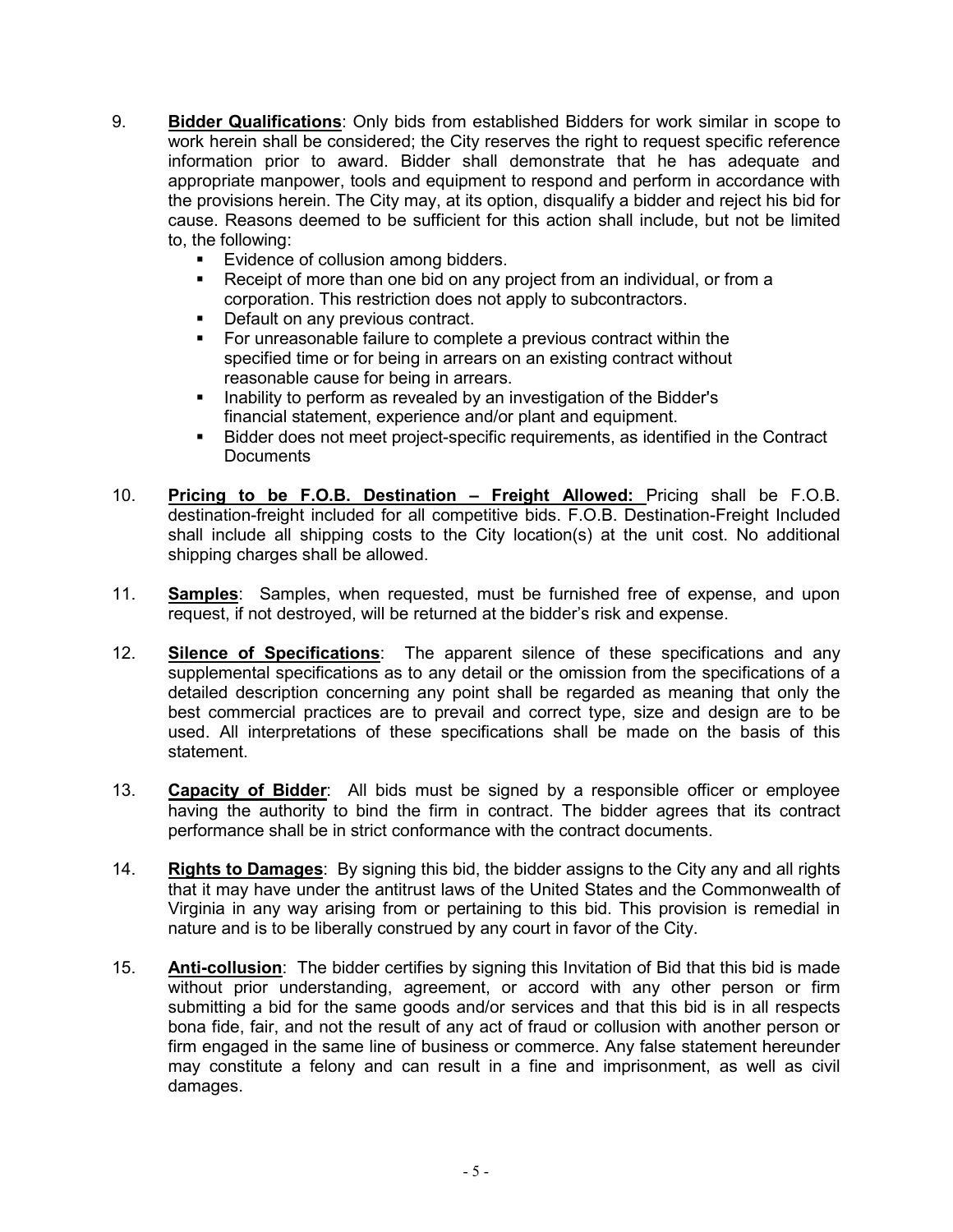9. **Bidder Qualifications**: Only bids from established Bidders for work similar in scope to work herein shall be considered; the City reserves the right to request specific reference information prior to award. Bidder shall demonstrate that he has adequate and appropriate manpower, tools and equipment to respond and perform in accordance with the provisions herein. The City may, at its option, disqualify a bidder and reject his bid for cause. Reasons deemed to be sufficient for this action shall include, but not be limited to, the following:
   - Evidence of collusion among bidders.
   - Receipt of more than one bid on any project from an individual, or from a corporation. This restriction does not apply to subcontractors.
   - Default on any previous contract.
   - For unreasonable failure to complete a previous contract within the specified time or for being in arrears on an existing contract without reasonable cause for being in arrears.
   - Inability to perform as revealed by an investigation of the Bidder's financial statement, experience and/or plant and equipment.
   - Bidder does not meet project-specific requirements, as identified in the Contract Documents

10. **Pricing to be F.O.B. Destination – Freight Allowed:** Pricing shall be F.O.B. destination-freight included for all competitive bids. F.O.B. Destination-Freight Included shall include all shipping costs to the City location(s) at the unit cost. No additional shipping charges shall be allowed.

11. **Samples**: Samples, when requested, must be furnished free of expense, and upon request, if not destroyed, will be returned at the bidder's risk and expense.

12. **Silence of Specifications**: The apparent silence of these specifications and any supplemental specifications as to any detail or the omission from the specifications of a detailed description concerning any point shall be regarded as meaning that only the best commercial practices are to prevail and correct type, size and design are to be used. All interpretations of these specifications shall be made on the basis of this statement.

13. **Capacity of Bidder**: All bids must be signed by a responsible officer or employee having the authority to bind the firm in contract. The bidder agrees that its contract performance shall be in strict conformance with the contract documents.

14. **Rights to Damages**: By signing this bid, the bidder assigns to the City any and all rights that it may have under the antitrust laws of the United States and the Commonwealth of Virginia in any way arising from or pertaining to this bid. This provision is remedial in nature and is to be liberally construed by any court in favor of the City.

15. **Anti-collusion**: The bidder certifies by signing this Invitation of Bid that this bid is made without prior understanding, agreement, or accord with any other person or firm submitting a bid for the same goods and/or services and that this bid is in all respects bona fide, fair, and not the result of any act of fraud or collusion with another person or firm engaged in the same line of business or commerce. Any false statement hereunder may constitute a felony and can result in a fine and imprisonment, as well as civil damages.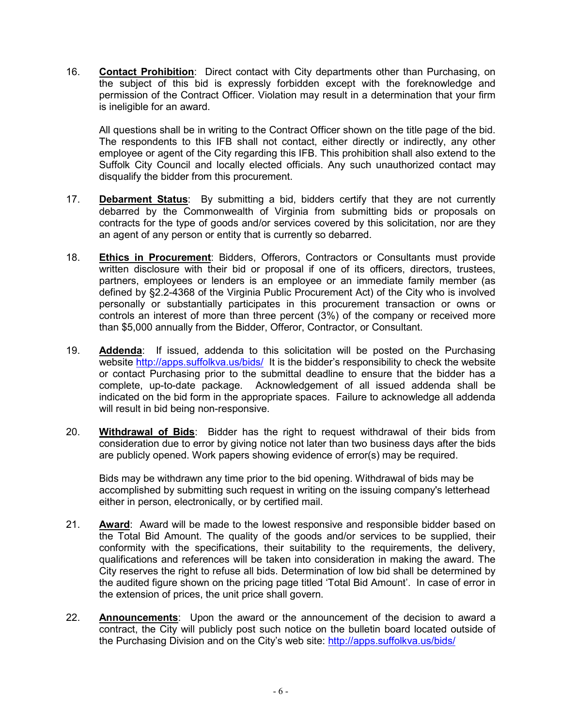16. **Contact Prohibition**: Direct contact with City departments other than Purchasing, on the subject of this bid is expressly forbidden except with the foreknowledge and permission of the Contract Officer. Violation may result in a determination that your firm is ineligible for an award.

    All questions shall be in writing to the Contract Officer shown on the title page of the bid. The respondents to this IFB shall not contact, either directly or indirectly, any other employee or agent of the City regarding this IFB. This prohibition shall also extend to the Suffolk City Council and locally elected officials. Any such unauthorized contact may disqualify the bidder from this procurement.

17. **Debarment Status**: By submitting a bid, bidders certify that they are not currently debarred by the Commonwealth of Virginia from submitting bids or proposals on contracts for the type of goods and/or services covered by this solicitation, nor are they an agent of any person or entity that is currently so debarred.

18. **Ethics in Procurement**: Bidders, Offerors, Contractors or Consultants must provide written disclosure with their bid or proposal if one of its officers, directors, trustees, partners, employees or lenders is an employee or an immediate family member (as defined by §2.2-4368 of the Virginia Public Procurement Act) of the City who is involved personally or substantially participates in this procurement transaction or owns or controls an interest of more than three percent (3%) of the company or received more than $5,000 annually from the Bidder, Offeror, Contractor, or Consultant.

19. **Addenda**: If issued, addenda to this solicitation will be posted on the Purchasing website http://apps.suffolkva.us/bids/ It is the bidder's responsibility to check the website or contact Purchasing prior to the submittal deadline to ensure that the bidder has a complete, up-to-date package. Acknowledgement of all issued addenda shall be indicated on the bid form in the appropriate spaces. Failure to acknowledge all addenda will result in bid being non-responsive.

20. **Withdrawal of Bids**: Bidder has the right to request withdrawal of their bids from consideration due to error by giving notice not later than two business days after the bids are publicly opened. Work papers showing evidence of error(s) may be required.

    Bids may be withdrawn any time prior to the bid opening. Withdrawal of bids may be accomplished by submitting such request in writing on the issuing company's letterhead either in person, electronically, or by certified mail.

21. **Award**: Award will be made to the lowest responsive and responsible bidder based on the Total Bid Amount. The quality of the goods and/or services to be supplied, their conformity with the specifications, their suitability to the requirements, the delivery, qualifications and references will be taken into consideration in making the award. The City reserves the right to refuse all bids. Determination of low bid shall be determined by the audited figure shown on the pricing page titled 'Total Bid Amount'. In case of error in the extension of prices, the unit price shall govern.

22. **Announcements**: Upon the award or the announcement of the decision to award a contract, the City will publicly post such notice on the bulletin board located outside of the Purchasing Division and on the City's web site: http://apps.suffolkva.us/bids/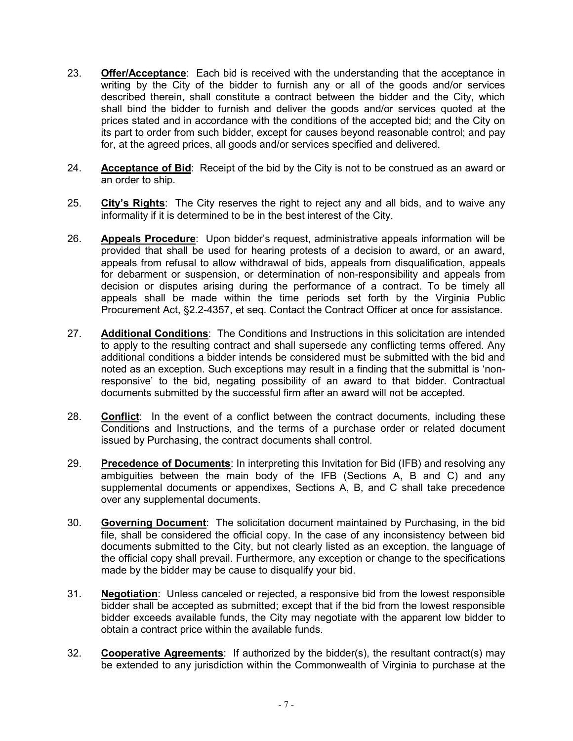23. **Offer/Acceptance**: Each bid is received with the understanding that the acceptance in writing by the City of the bidder to furnish any or all of the goods and/or services described therein, shall constitute a contract between the bidder and the City, which shall bind the bidder to furnish and deliver the goods and/or services quoted at the prices stated and in accordance with the conditions of the accepted bid; and the City on its part to order from such bidder, except for causes beyond reasonable control; and pay for, at the agreed prices, all goods and/or services specified and delivered.

24. **Acceptance of Bid**: Receipt of the bid by the City is not to be construed as an award or an order to ship.

25. **City's Rights**: The City reserves the right to reject any and all bids, and to waive any informality if it is determined to be in the best interest of the City.

26. **Appeals Procedure**: Upon bidder's request, administrative appeals information will be provided that shall be used for hearing protests of a decision to award, or an award, appeals from refusal to allow withdrawal of bids, appeals from disqualification, appeals for debarment or suspension, or determination of non-responsibility and appeals from decision or disputes arising during the performance of a contract. To be timely all appeals shall be made within the time periods set forth by the Virginia Public Procurement Act, §2.2-4357, et seq. Contact the Contract Officer at once for assistance.

27. **Additional Conditions**: The Conditions and Instructions in this solicitation are intended to apply to the resulting contract and shall supersede any conflicting terms offered. Any additional conditions a bidder intends be considered must be submitted with the bid and noted as an exception. Such exceptions may result in a finding that the submittal is 'non-responsive' to the bid, negating possibility of an award to that bidder. Contractual documents submitted by the successful firm after an award will not be accepted.

28. **Conflict**: In the event of a conflict between the contract documents, including these Conditions and Instructions, and the terms of a purchase order or related document issued by Purchasing, the contract documents shall control.

29. **Precedence of Documents**: In interpreting this Invitation for Bid (IFB) and resolving any ambiguities between the main body of the IFB (Sections A, B and C) and any supplemental documents or appendixes, Sections A, B, and C shall take precedence over any supplemental documents.

30. **Governing Document**: The solicitation document maintained by Purchasing, in the bid file, shall be considered the official copy. In the case of any inconsistency between bid documents submitted to the City, but not clearly listed as an exception, the language of the official copy shall prevail. Furthermore, any exception or change to the specifications made by the bidder may be cause to disqualify your bid.

31. **Negotiation**: Unless canceled or rejected, a responsive bid from the lowest responsible bidder shall be accepted as submitted; except that if the bid from the lowest responsible bidder exceeds available funds, the City may negotiate with the apparent low bidder to obtain a contract price within the available funds.

32. **Cooperative Agreements**: If authorized by the bidder(s), the resultant contract(s) may be extended to any jurisdiction within the Commonwealth of Virginia to purchase at the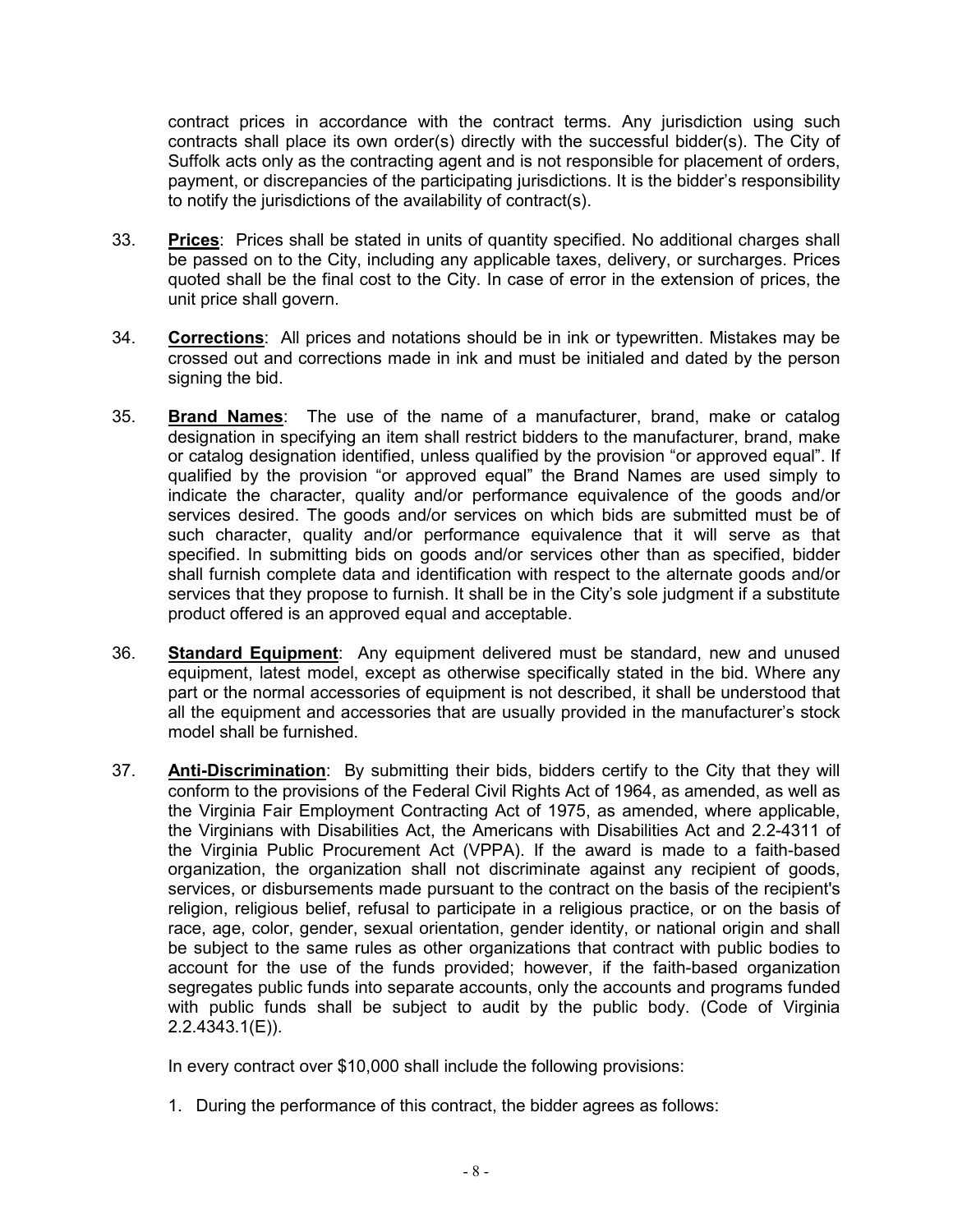contract prices in accordance with the contract terms. Any jurisdiction using such contracts shall place its own order(s) directly with the successful bidder(s). The City of Suffolk acts only as the contracting agent and is not responsible for placement of orders, payment, or discrepancies of the participating jurisdictions. It is the bidder's responsibility to notify the jurisdictions of the availability of contract(s).

33. **Prices**: Prices shall be stated in units of quantity specified. No additional charges shall be passed on to the City, including any applicable taxes, delivery, or surcharges. Prices quoted shall be the final cost to the City. In case of error in the extension of prices, the unit price shall govern.

34. **Corrections**: All prices and notations should be in ink or typewritten. Mistakes may be crossed out and corrections made in ink and must be initialed and dated by the person signing the bid.

35. **Brand Names**: The use of the name of a manufacturer, brand, make or catalog designation in specifying an item shall restrict bidders to the manufacturer, brand, make or catalog designation identified, unless qualified by the provision "or approved equal". If qualified by the provision "or approved equal" the Brand Names are used simply to indicate the character, quality and/or performance equivalence of the goods and/or services desired. The goods and/or services on which bids are submitted must be of such character, quality and/or performance equivalence that it will serve as that specified. In submitting bids on goods and/or services other than as specified, bidder shall furnish complete data and identification with respect to the alternate goods and/or services that they propose to furnish. It shall be in the City's sole judgment if a substitute product offered is an approved equal and acceptable.

36. **Standard Equipment**: Any equipment delivered must be standard, new and unused equipment, latest model, except as otherwise specifically stated in the bid. Where any part or the normal accessories of equipment is not described, it shall be understood that all the equipment and accessories that are usually provided in the manufacturer's stock model shall be furnished.

37. **Anti-Discrimination**: By submitting their bids, bidders certify to the City that they will conform to the provisions of the Federal Civil Rights Act of 1964, as amended, as well as the Virginia Fair Employment Contracting Act of 1975, as amended, where applicable, the Virginians with Disabilities Act, the Americans with Disabilities Act and 2.2-4311 of the Virginia Public Procurement Act (VPPA). If the award is made to a faith-based organization, the organization shall not discriminate against any recipient of goods, services, or disbursements made pursuant to the contract on the basis of the recipient's religion, religious belief, refusal to participate in a religious practice, or on the basis of race, age, color, gender, sexual orientation, gender identity, or national origin and shall be subject to the same rules as other organizations that contract with public bodies to account for the use of the funds provided; however, if the faith-based organization segregates public funds into separate accounts, only the accounts and programs funded with public funds shall be subject to audit by the public body. (Code of Virginia 2.2.4343.1(E)).

    In every contract over $10,000 shall include the following provisions:

    1. During the performance of this contract, the bidder agrees as follows: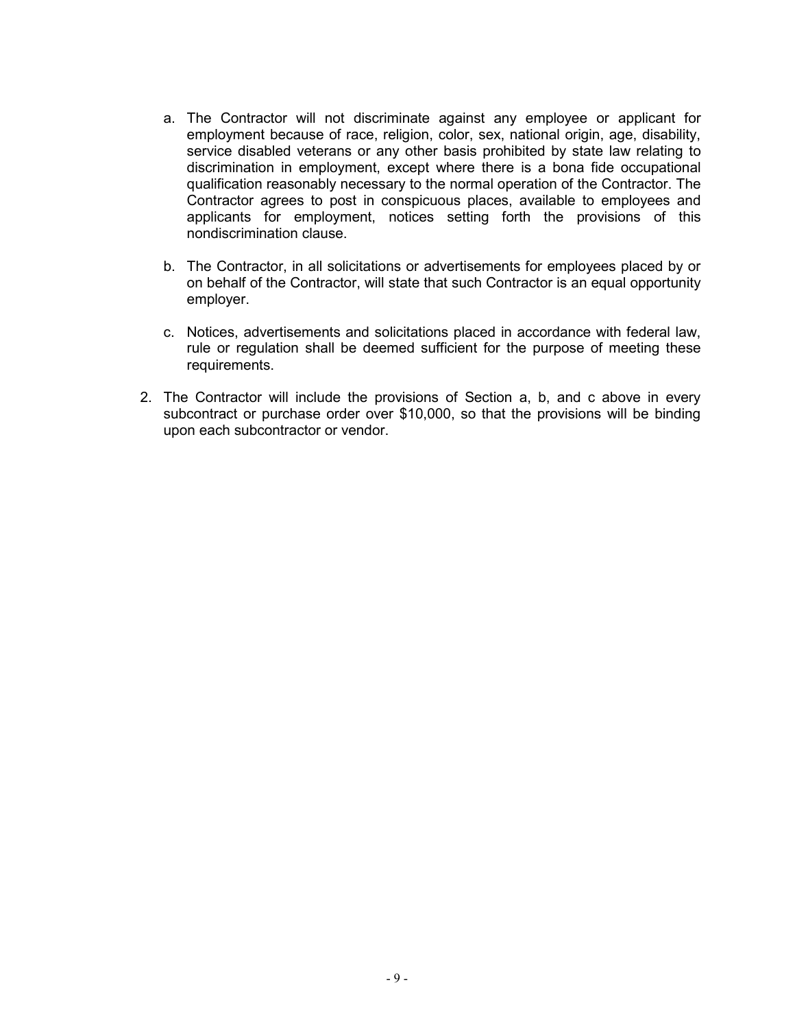a. The Contractor will not discriminate against any employee or applicant for employment because of race, religion, color, sex, national origin, age, disability, service disabled veterans or any other basis prohibited by state law relating to discrimination in employment, except where there is a bona fide occupational qualification reasonably necessary to the normal operation of the Contractor. The Contractor agrees to post in conspicuous places, available to employees and applicants for employment, notices setting forth the provisions of this nondiscrimination clause.

b. The Contractor, in all solicitations or advertisements for employees placed by or on behalf of the Contractor, will state that such Contractor is an equal opportunity employer.

c. Notices, advertisements and solicitations placed in accordance with federal law, rule or regulation shall be deemed sufficient for the purpose of meeting these requirements.

2. The Contractor will include the provisions of Section a, b, and c above in every subcontract or purchase order over $10,000, so that the provisions will be binding upon each subcontractor or vendor.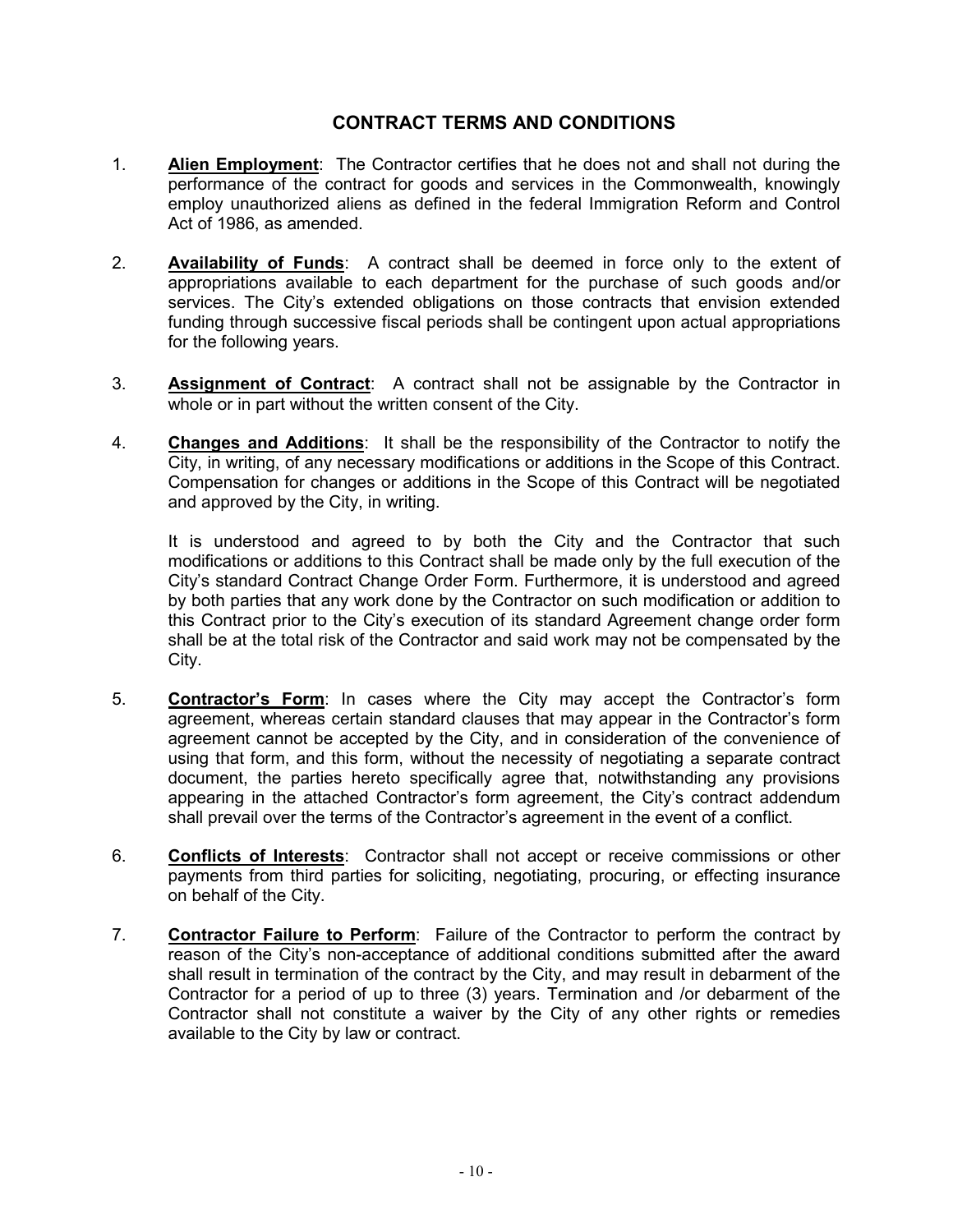## CONTRACT TERMS AND CONDITIONS

1. **Alien Employment**: The Contractor certifies that he does not and shall not during the performance of the contract for goods and services in the Commonwealth, knowingly employ unauthorized aliens as defined in the federal Immigration Reform and Control Act of 1986, as amended.

2. **Availability of Funds**: A contract shall be deemed in force only to the extent of appropriations available to each department for the purchase of such goods and/or services. The City's extended obligations on those contracts that envision extended funding through successive fiscal periods shall be contingent upon actual appropriations for the following years.

3. **Assignment of Contract**: A contract shall not be assignable by the Contractor in whole or in part without the written consent of the City.

4. **Changes and Additions**: It shall be the responsibility of the Contractor to notify the City, in writing, of any necessary modifications or additions in the Scope of this Contract. Compensation for changes or additions in the Scope of this Contract will be negotiated and approved by the City, in writing.

   It is understood and agreed to by both the City and the Contractor that such modifications or additions to this Contract shall be made only by the full execution of the City's standard Contract Change Order Form. Furthermore, it is understood and agreed by both parties that any work done by the Contractor on such modification or addition to this Contract prior to the City's execution of its standard Agreement change order form shall be at the total risk of the Contractor and said work may not be compensated by the City.

5. **Contractor's Form**: In cases where the City may accept the Contractor's form agreement, whereas certain standard clauses that may appear in the Contractor's form agreement cannot be accepted by the City, and in consideration of the convenience of using that form, and this form, without the necessity of negotiating a separate contract document, the parties hereto specifically agree that, notwithstanding any provisions appearing in the attached Contractor's form agreement, the City's contract addendum shall prevail over the terms of the Contractor's agreement in the event of a conflict.

6. **Conflicts of Interests**: Contractor shall not accept or receive commissions or other payments from third parties for soliciting, negotiating, procuring, or effecting insurance on behalf of the City.

7. **Contractor Failure to Perform**: Failure of the Contractor to perform the contract by reason of the City's non-acceptance of additional conditions submitted after the award shall result in termination of the contract by the City, and may result in debarment of the Contractor for a period of up to three (3) years. Termination and /or debarment of the Contractor shall not constitute a waiver by the City of any other rights or remedies available to the City by law or contract.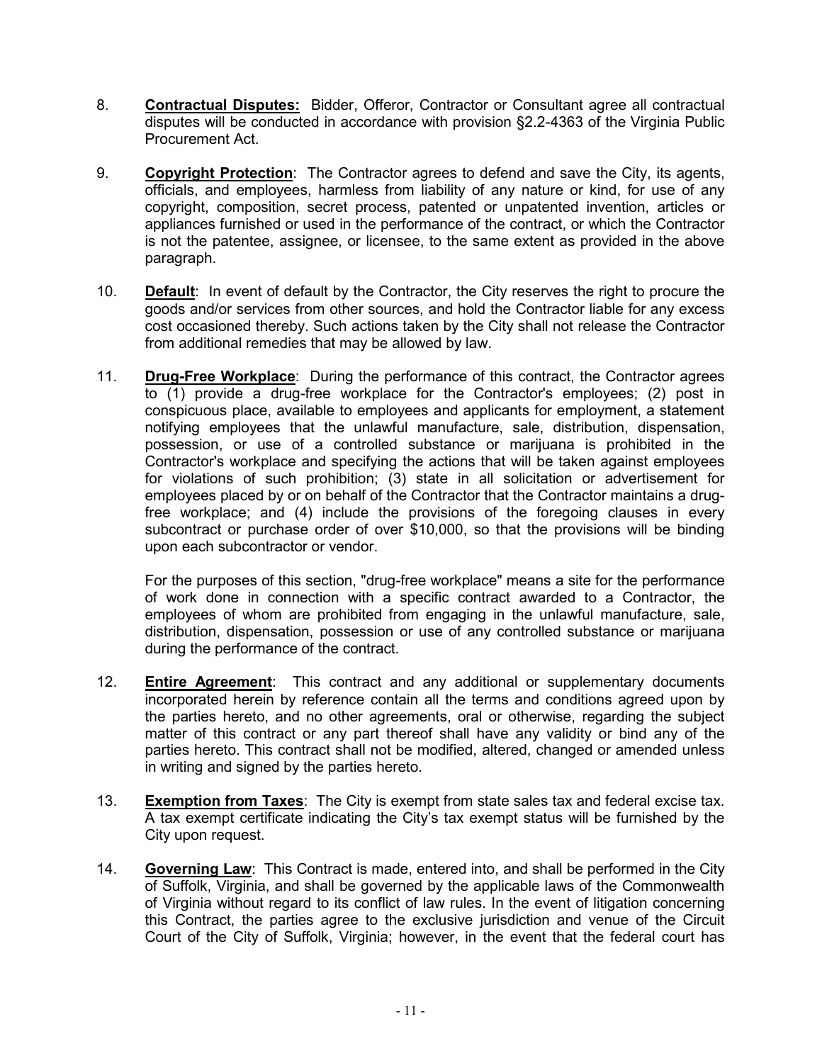8. **Contractual Disputes:** Bidder, Offeror, Contractor or Consultant agree all contractual disputes will be conducted in accordance with provision §2.2-4363 of the Virginia Public Procurement Act.

9. **Copyright Protection**: The Contractor agrees to defend and save the City, its agents, officials, and employees, harmless from liability of any nature or kind, for use of any copyright, composition, secret process, patented or unpatented invention, articles or appliances furnished or used in the performance of the contract, or which the Contractor is not the patentee, assignee, or licensee, to the same extent as provided in the above paragraph.

10. **Default**: In event of default by the Contractor, the City reserves the right to procure the goods and/or services from other sources, and hold the Contractor liable for any excess cost occasioned thereby. Such actions taken by the City shall not release the Contractor from additional remedies that may be allowed by law.

11. **Drug-Free Workplace**: During the performance of this contract, the Contractor agrees to (1) provide a drug-free workplace for the Contractor's employees; (2) post in conspicuous place, available to employees and applicants for employment, a statement notifying employees that the unlawful manufacture, sale, distribution, dispensation, possession, or use of a controlled substance or marijuana is prohibited in the Contractor's workplace and specifying the actions that will be taken against employees for violations of such prohibition; (3) state in all solicitation or advertisement for employees placed by or on behalf of the Contractor that the Contractor maintains a drug-free workplace; and (4) include the provisions of the foregoing clauses in every subcontract or purchase order of over $10,000, so that the provisions will be binding upon each subcontractor or vendor.

    For the purposes of this section, "drug-free workplace" means a site for the performance of work done in connection with a specific contract awarded to a Contractor, the employees of whom are prohibited from engaging in the unlawful manufacture, sale, distribution, dispensation, possession or use of any controlled substance or marijuana during the performance of the contract.

12. **Entire Agreement**: This contract and any additional or supplementary documents incorporated herein by reference contain all the terms and conditions agreed upon by the parties hereto, and no other agreements, oral or otherwise, regarding the subject matter of this contract or any part thereof shall have any validity or bind any of the parties hereto. This contract shall not be modified, altered, changed or amended unless in writing and signed by the parties hereto.

13. **Exemption from Taxes**: The City is exempt from state sales tax and federal excise tax. A tax exempt certificate indicating the City's tax exempt status will be furnished by the City upon request.

14. **Governing Law**: This Contract is made, entered into, and shall be performed in the City of Suffolk, Virginia, and shall be governed by the applicable laws of the Commonwealth of Virginia without regard to its conflict of law rules. In the event of litigation concerning this Contract, the parties agree to the exclusive jurisdiction and venue of the Circuit Court of the City of Suffolk, Virginia; however, in the event that the federal court has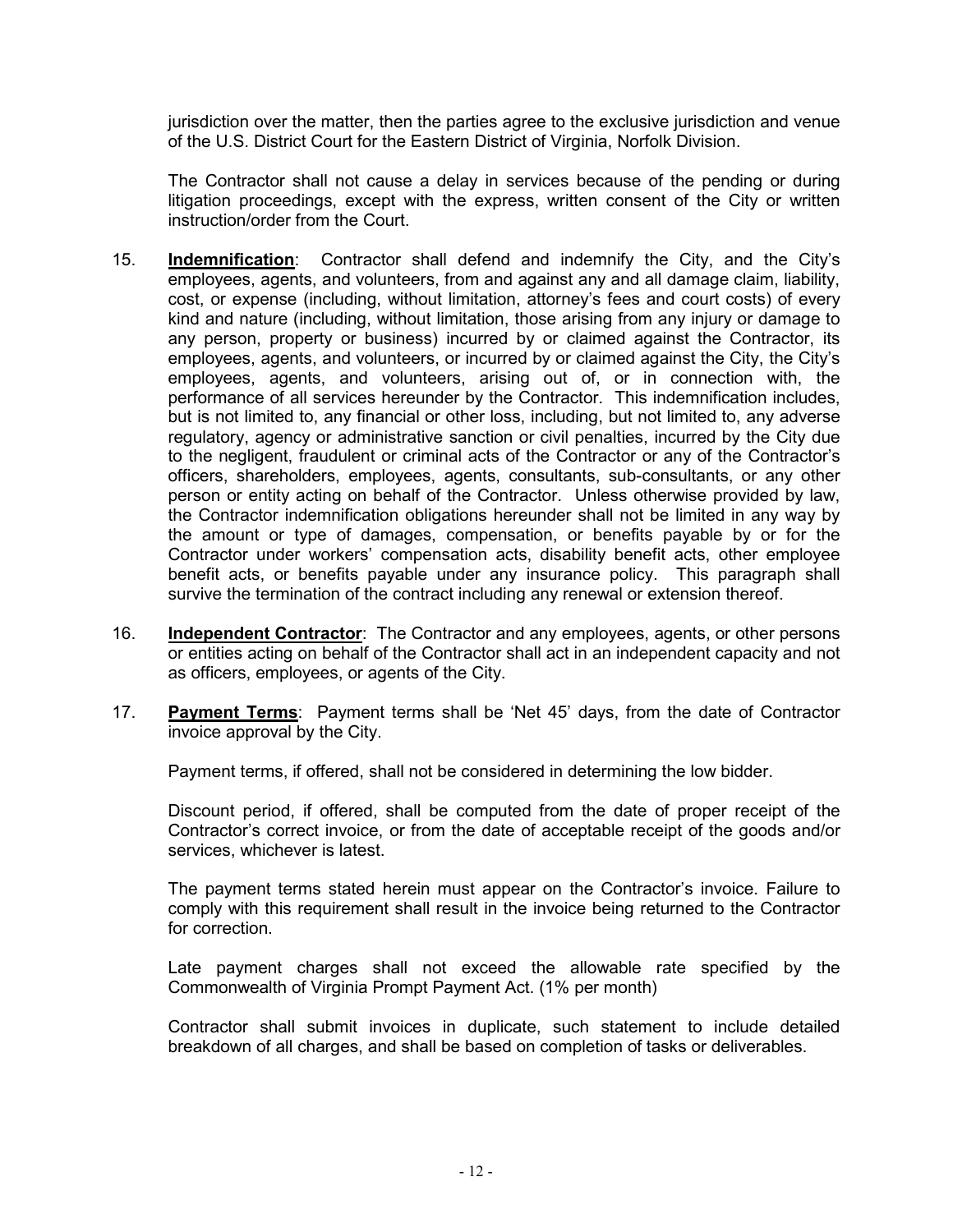jurisdiction over the matter, then the parties agree to the exclusive jurisdiction and venue of the U.S. District Court for the Eastern District of Virginia, Norfolk Division.

The Contractor shall not cause a delay in services because of the pending or during litigation proceedings, except with the express, written consent of the City or written instruction/order from the Court.

15. **Indemnification**: Contractor shall defend and indemnify the City, and the City's employees, agents, and volunteers, from and against any and all damage claim, liability, cost, or expense (including, without limitation, attorney's fees and court costs) of every kind and nature (including, without limitation, those arising from any injury or damage to any person, property or business) incurred by or claimed against the Contractor, its employees, agents, and volunteers, or incurred by or claimed against the City, the City's employees, agents, and volunteers, arising out of, or in connection with, the performance of all services hereunder by the Contractor. This indemnification includes, but is not limited to, any financial or other loss, including, but not limited to, any adverse regulatory, agency or administrative sanction or civil penalties, incurred by the City due to the negligent, fraudulent or criminal acts of the Contractor or any of the Contractor's officers, shareholders, employees, agents, consultants, sub-consultants, or any other person or entity acting on behalf of the Contractor. Unless otherwise provided by law, the Contractor indemnification obligations hereunder shall not be limited in any way by the amount or type of damages, compensation, or benefits payable by or for the Contractor under workers' compensation acts, disability benefit acts, other employee benefit acts, or benefits payable under any insurance policy. This paragraph shall survive the termination of the contract including any renewal or extension thereof.

16. **Independent Contractor**: The Contractor and any employees, agents, or other persons or entities acting on behalf of the Contractor shall act in an independent capacity and not as officers, employees, or agents of the City.

17. **Payment Terms**: Payment terms shall be 'Net 45' days, from the date of Contractor invoice approval by the City.

Payment terms, if offered, shall not be considered in determining the low bidder.

Discount period, if offered, shall be computed from the date of proper receipt of the Contractor's correct invoice, or from the date of acceptable receipt of the goods and/or services, whichever is latest.

The payment terms stated herein must appear on the Contractor's invoice. Failure to comply with this requirement shall result in the invoice being returned to the Contractor for correction.

Late payment charges shall not exceed the allowable rate specified by the Commonwealth of Virginia Prompt Payment Act. (1% per month)

Contractor shall submit invoices in duplicate, such statement to include detailed breakdown of all charges, and shall be based on completion of tasks or deliverables.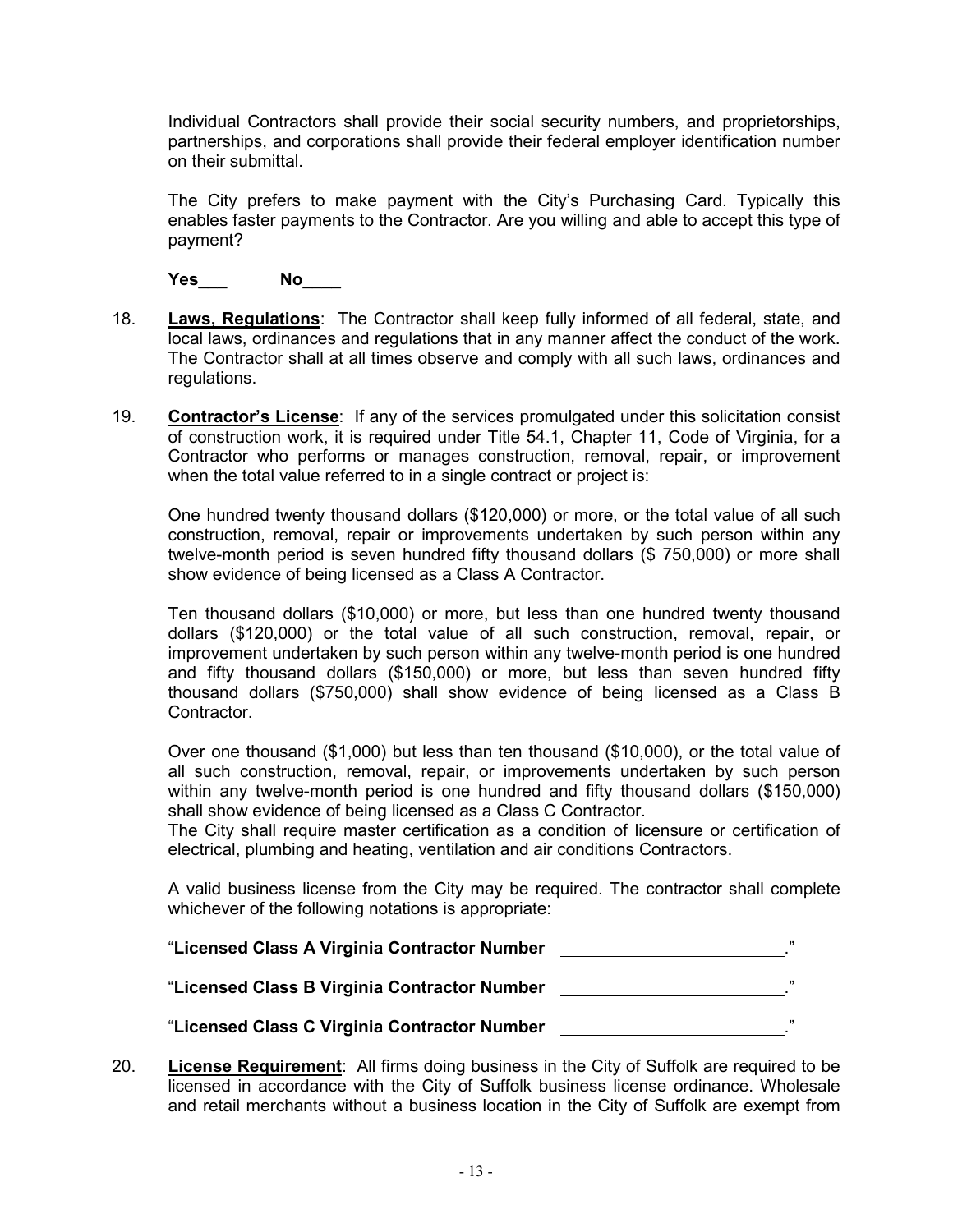Individual Contractors shall provide their social security numbers, and proprietorships, partnerships, and corporations shall provide their federal employer identification number on their submittal.

The City prefers to make payment with the City's Purchasing Card. Typically this enables faster payments to the Contractor. Are you willing and able to accept this type of payment?

**Yes**___ **No**____

18. **Laws, Regulations**: The Contractor shall keep fully informed of all federal, state, and local laws, ordinances and regulations that in any manner affect the conduct of the work. The Contractor shall at all times observe and comply with all such laws, ordinances and regulations.

19. **Contractor's License**: If any of the services promulgated under this solicitation consist of construction work, it is required under Title 54.1, Chapter 11, Code of Virginia, for a Contractor who performs or manages construction, removal, repair, or improvement when the total value referred to in a single contract or project is:

    One hundred twenty thousand dollars ($120,000) or more, or the total value of all such construction, removal, repair or improvements undertaken by such person within any twelve-month period is seven hundred fifty thousand dollars ($ 750,000) or more shall show evidence of being licensed as a Class A Contractor.

    Ten thousand dollars ($10,000) or more, but less than one hundred twenty thousand dollars ($120,000) or the total value of all such construction, removal, repair, or improvement undertaken by such person within any twelve-month period is one hundred and fifty thousand dollars ($150,000) or more, but less than seven hundred fifty thousand dollars ($750,000) shall show evidence of being licensed as a Class B Contractor.

    Over one thousand ($1,000) but less than ten thousand ($10,000), or the total value of all such construction, removal, repair, or improvements undertaken by such person within any twelve-month period is one hundred and fifty thousand dollars ($150,000) shall show evidence of being licensed as a Class C Contractor.
    The City shall require master certification as a condition of licensure or certification of electrical, plumbing and heating, ventilation and air conditions Contractors.

    A valid business license from the City may be required. The contractor shall complete whichever of the following notations is appropriate:

    "**Licensed Class A Virginia Contractor Number** ________________________."

    "**Licensed Class B Virginia Contractor Number** ________________________."

    "**Licensed Class C Virginia Contractor Number** ________________________."

20. **License Requirement**: All firms doing business in the City of Suffolk are required to be licensed in accordance with the City of Suffolk business license ordinance. Wholesale and retail merchants without a business location in the City of Suffolk are exempt from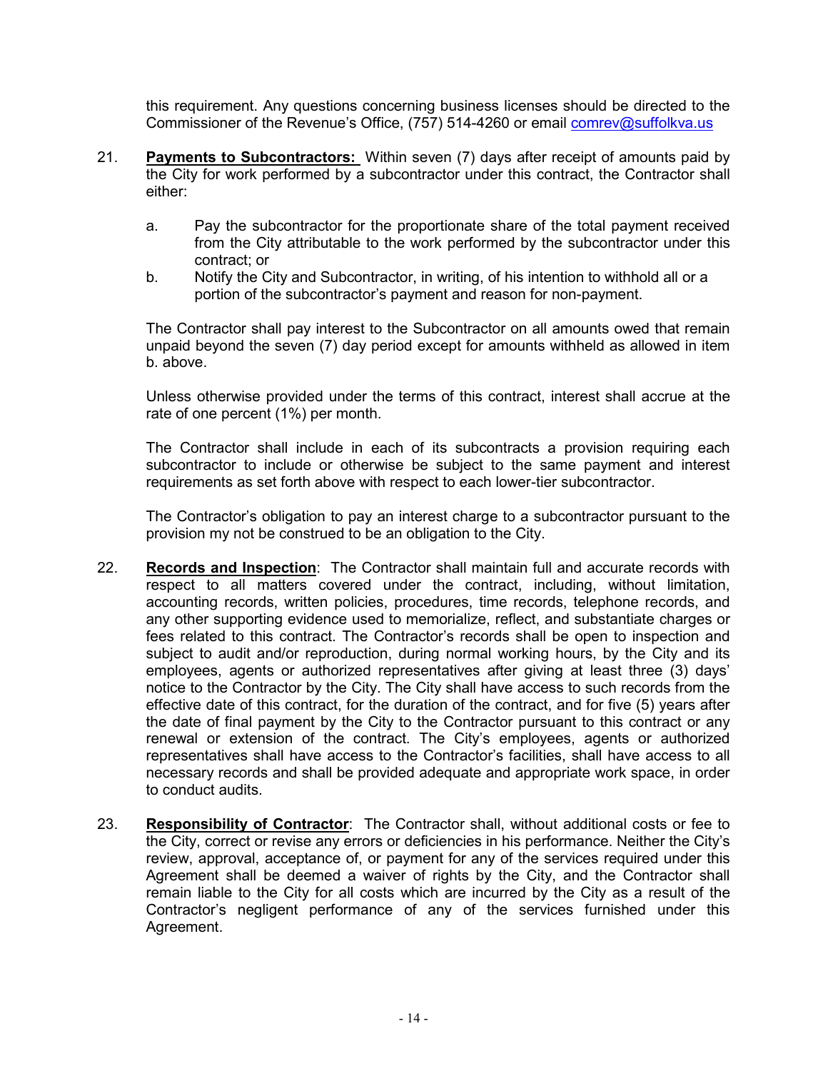this requirement. Any questions concerning business licenses should be directed to the Commissioner of the Revenue's Office, (757) 514-4260 or email comrev@suffolkva.us

21. **Payments to Subcontractors:** Within seven (7) days after receipt of amounts paid by the City for work performed by a subcontractor under this contract, the Contractor shall either:

    a. Pay the subcontractor for the proportionate share of the total payment received from the City attributable to the work performed by the subcontractor under this contract; or
    b. Notify the City and Subcontractor, in writing, of his intention to withhold all or a portion of the subcontractor's payment and reason for non-payment.

    The Contractor shall pay interest to the Subcontractor on all amounts owed that remain unpaid beyond the seven (7) day period except for amounts withheld as allowed in item b. above.

    Unless otherwise provided under the terms of this contract, interest shall accrue at the rate of one percent (1%) per month.

    The Contractor shall include in each of its subcontracts a provision requiring each subcontractor to include or otherwise be subject to the same payment and interest requirements as set forth above with respect to each lower-tier subcontractor.

    The Contractor's obligation to pay an interest charge to a subcontractor pursuant to the provision my not be construed to be an obligation to the City.

22. **Records and Inspection**: The Contractor shall maintain full and accurate records with respect to all matters covered under the contract, including, without limitation, accounting records, written policies, procedures, time records, telephone records, and any other supporting evidence used to memorialize, reflect, and substantiate charges or fees related to this contract. The Contractor's records shall be open to inspection and subject to audit and/or reproduction, during normal working hours, by the City and its employees, agents or authorized representatives after giving at least three (3) days' notice to the Contractor by the City. The City shall have access to such records from the effective date of this contract, for the duration of the contract, and for five (5) years after the date of final payment by the City to the Contractor pursuant to this contract or any renewal or extension of the contract. The City's employees, agents or authorized representatives shall have access to the Contractor's facilities, shall have access to all necessary records and shall be provided adequate and appropriate work space, in order to conduct audits.

23. **Responsibility of Contractor**: The Contractor shall, without additional costs or fee to the City, correct or revise any errors or deficiencies in his performance. Neither the City's review, approval, acceptance of, or payment for any of the services required under this Agreement shall be deemed a waiver of rights by the City, and the Contractor shall remain liable to the City for all costs which are incurred by the City as a result of the Contractor's negligent performance of any of the services furnished under this Agreement.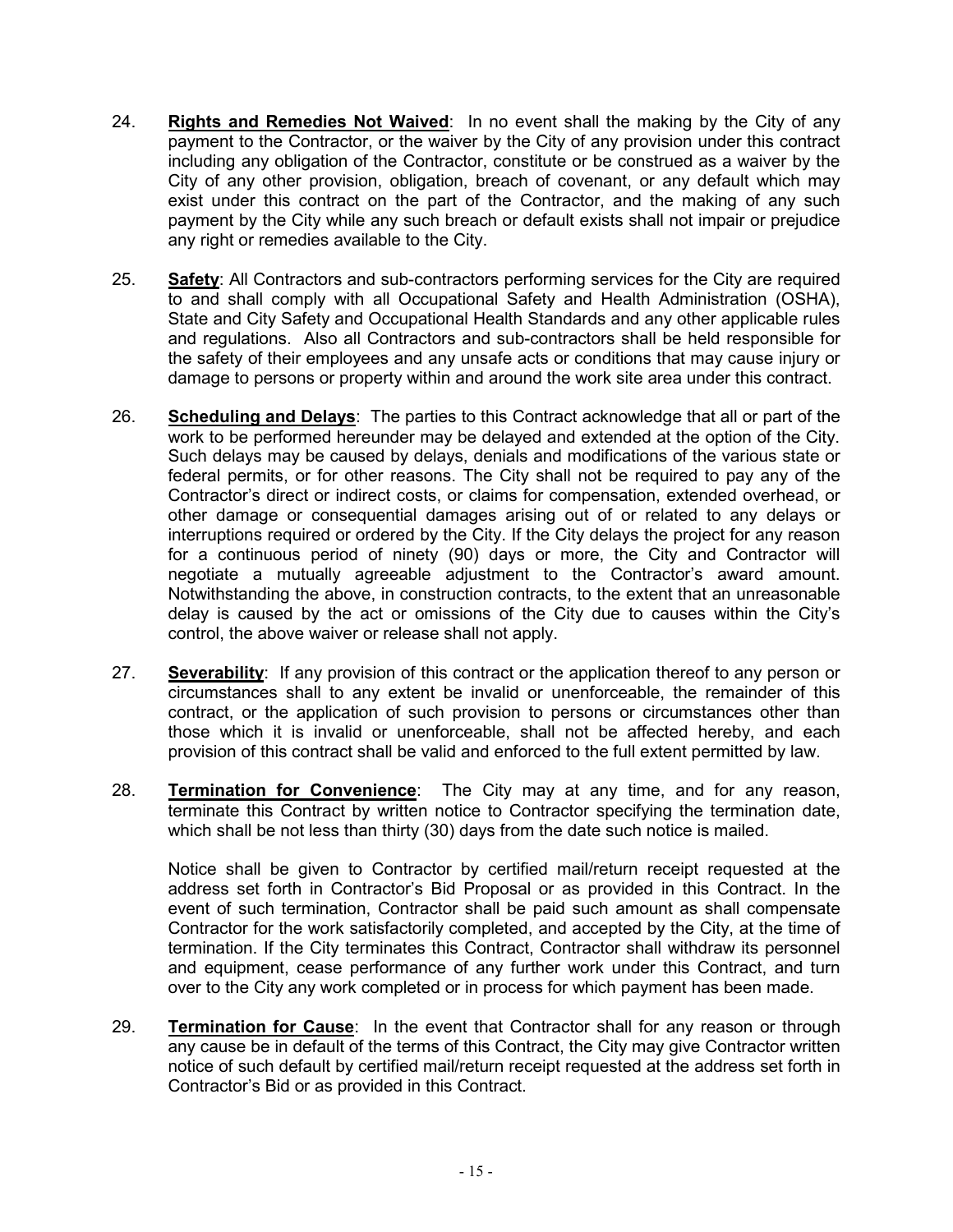24. **Rights and Remedies Not Waived**: In no event shall the making by the City of any payment to the Contractor, or the waiver by the City of any provision under this contract including any obligation of the Contractor, constitute or be construed as a waiver by the City of any other provision, obligation, breach of covenant, or any default which may exist under this contract on the part of the Contractor, and the making of any such payment by the City while any such breach or default exists shall not impair or prejudice any right or remedies available to the City.

25. **Safety**: All Contractors and sub-contractors performing services for the City are required to and shall comply with all Occupational Safety and Health Administration (OSHA), State and City Safety and Occupational Health Standards and any other applicable rules and regulations. Also all Contractors and sub-contractors shall be held responsible for the safety of their employees and any unsafe acts or conditions that may cause injury or damage to persons or property within and around the work site area under this contract.

26. **Scheduling and Delays**: The parties to this Contract acknowledge that all or part of the work to be performed hereunder may be delayed and extended at the option of the City. Such delays may be caused by delays, denials and modifications of the various state or federal permits, or for other reasons. The City shall not be required to pay any of the Contractor's direct or indirect costs, or claims for compensation, extended overhead, or other damage or consequential damages arising out of or related to any delays or interruptions required or ordered by the City. If the City delays the project for any reason for a continuous period of ninety (90) days or more, the City and Contractor will negotiate a mutually agreeable adjustment to the Contractor's award amount. Notwithstanding the above, in construction contracts, to the extent that an unreasonable delay is caused by the act or omissions of the City due to causes within the City's control, the above waiver or release shall not apply.

27. **Severability**: If any provision of this contract or the application thereof to any person or circumstances shall to any extent be invalid or unenforceable, the remainder of this contract, or the application of such provision to persons or circumstances other than those which it is invalid or unenforceable, shall not be affected hereby, and each provision of this contract shall be valid and enforced to the full extent permitted by law.

28. **Termination for Convenience**: The City may at any time, and for any reason, terminate this Contract by written notice to Contractor specifying the termination date, which shall be not less than thirty (30) days from the date such notice is mailed.

    Notice shall be given to Contractor by certified mail/return receipt requested at the address set forth in Contractor's Bid Proposal or as provided in this Contract. In the event of such termination, Contractor shall be paid such amount as shall compensate Contractor for the work satisfactorily completed, and accepted by the City, at the time of termination. If the City terminates this Contract, Contractor shall withdraw its personnel and equipment, cease performance of any further work under this Contract, and turn over to the City any work completed or in process for which payment has been made.

29. **Termination for Cause**: In the event that Contractor shall for any reason or through any cause be in default of the terms of this Contract, the City may give Contractor written notice of such default by certified mail/return receipt requested at the address set forth in Contractor's Bid or as provided in this Contract.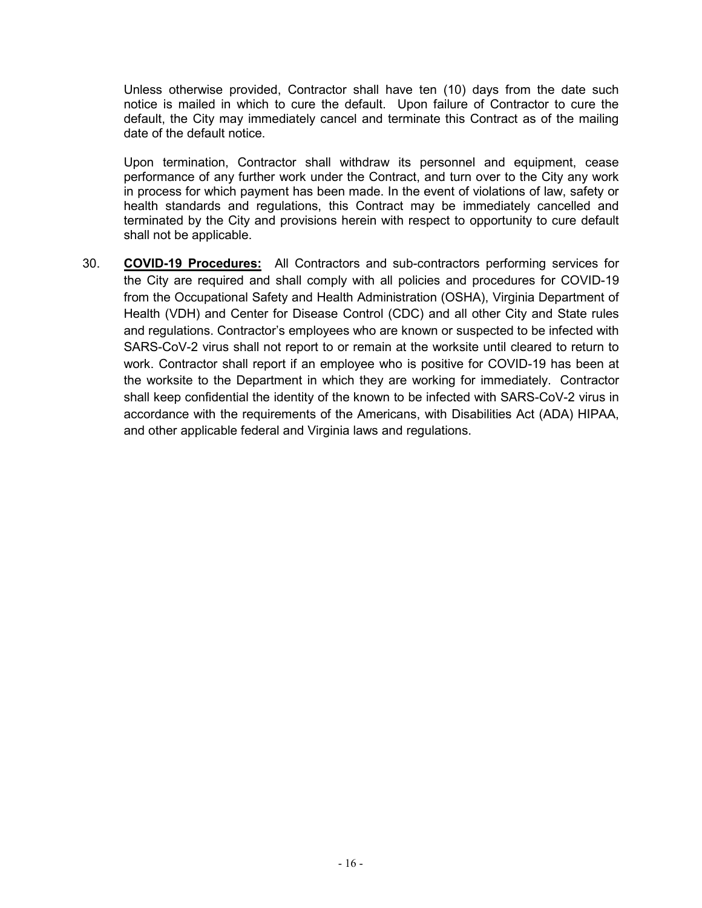Unless otherwise provided, Contractor shall have ten (10) days from the date such notice is mailed in which to cure the default. Upon failure of Contractor to cure the default, the City may immediately cancel and terminate this Contract as of the mailing date of the default notice.

Upon termination, Contractor shall withdraw its personnel and equipment, cease performance of any further work under the Contract, and turn over to the City any work in process for which payment has been made. In the event of violations of law, safety or health standards and regulations, this Contract may be immediately cancelled and terminated by the City and provisions herein with respect to opportunity to cure default shall not be applicable.

30. **COVID-19 Procedures:** All Contractors and sub-contractors performing services for the City are required and shall comply with all policies and procedures for COVID-19 from the Occupational Safety and Health Administration (OSHA), Virginia Department of Health (VDH) and Center for Disease Control (CDC) and all other City and State rules and regulations. Contractor's employees who are known or suspected to be infected with SARS-CoV-2 virus shall not report to or remain at the worksite until cleared to return to work. Contractor shall report if an employee who is positive for COVID-19 has been at the worksite to the Department in which they are working for immediately. Contractor shall keep confidential the identity of the known to be infected with SARS-CoV-2 virus in accordance with the requirements of the Americans, with Disabilities Act (ADA) HIPAA, and other applicable federal and Virginia laws and regulations.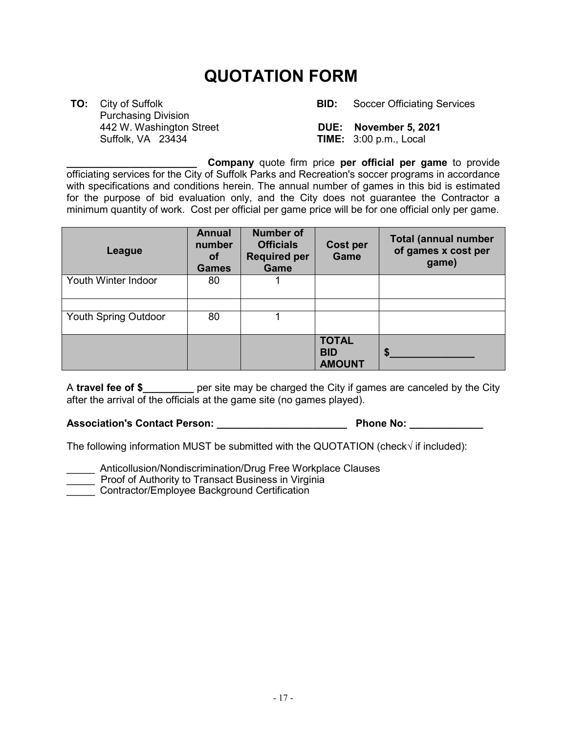# QUOTATION FORM

**TO:** City of Suffolk
Purchasing Division
442 W. Washington Street
Suffolk, VA 23434

**BID:** Soccer Officiating Services

**DUE: November 5, 2021**
**TIME:** 3:00 p.m., Local

_______________________ **Company** quote firm price **per official per game** to provide officiating services for the City of Suffolk Parks and Recreation's soccer programs in accordance with specifications and conditions herein. The annual number of games in this bid is estimated for the purpose of bid evaluation only, and the City does not guarantee the Contractor a minimum quantity of work. Cost per official per game price will be for one official only per game.

| League | Annual number of Games | Number of Officials Required per Game | Cost per Game | Total (annual number of games x cost per game) |
|---|---|---|---|---|
| Youth Winter Indoor | 80 | 1 | | |
| | | | | |
| Youth Spring Outdoor | 80 | 1 | | |
| | | | **TOTAL BID AMOUNT** | **$**_______________ |

A **travel fee of $**_________ per site may be charged the City if games are canceled by the City after the arrival of the officials at the game site (no games played).

**Association's Contact Person:** _______________________ **Phone No:** _____________

The following information MUST be submitted with the QUOTATION (check√ if included):

_____ Anticollusion/Nondiscrimination/Drug Free Workplace Clauses
_____ Proof of Authority to Transact Business in Virginia
_____ Contractor/Employee Background Certification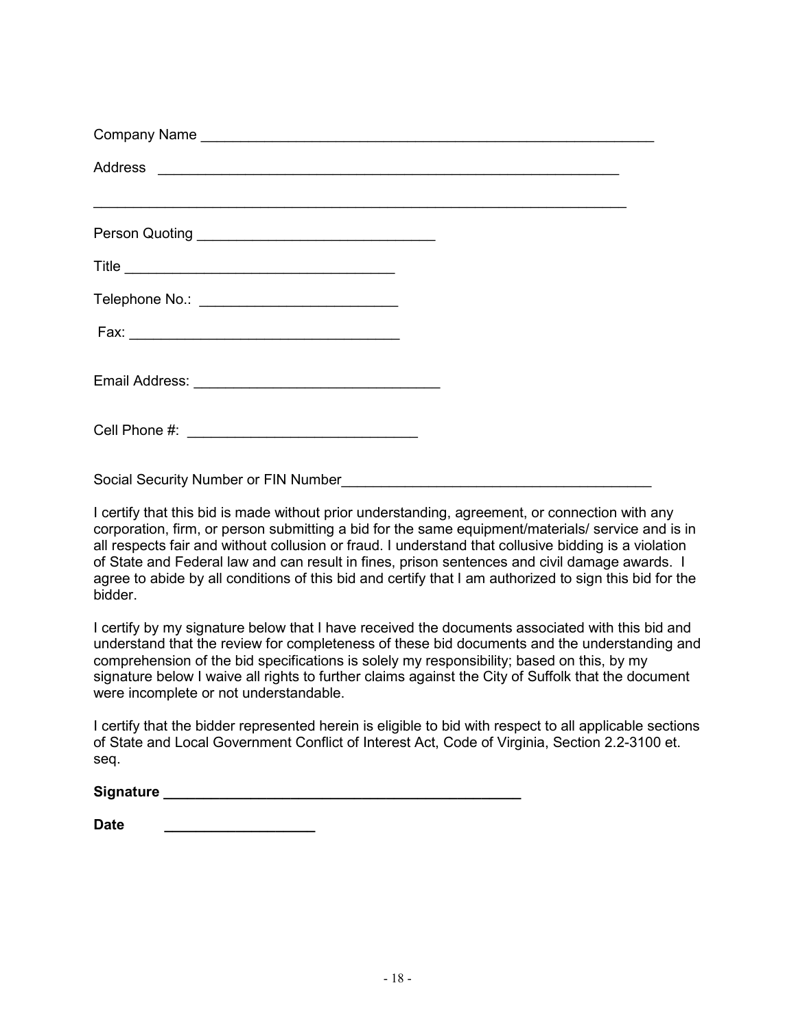Company Name ______________________________________________________________

Address ____________________________________________________________

______________________________________________________________________

Person Quoting ________________________________

Title ___________________________________

Telephone No.: __________________________

Fax: ___________________________________

Email Address: ________________________________

Cell Phone #: ______________________________

Social Security Number or FIN Number_________________________________________

I certify that this bid is made without prior understanding, agreement, or connection with any corporation, firm, or person submitting a bid for the same equipment/materials/ service and is in all respects fair and without collusion or fraud. I understand that collusive bidding is a violation of State and Federal law and can result in fines, prison sentences and civil damage awards. I agree to abide by all conditions of this bid and certify that I am authorized to sign this bid for the bidder.

I certify by my signature below that I have received the documents associated with this bid and understand that the review for completeness of these bid documents and the understanding and comprehension of the bid specifications is solely my responsibility; based on this, by my signature below I waive all rights to further claims against the City of Suffolk that the document were incomplete or not understandable.

I certify that the bidder represented herein is eligible to bid with respect to all applicable sections of State and Local Government Conflict of Interest Act, Code of Virginia, Section 2.2-3100 et. seq.

**Signature** ________________________________________________

**Date** ____________________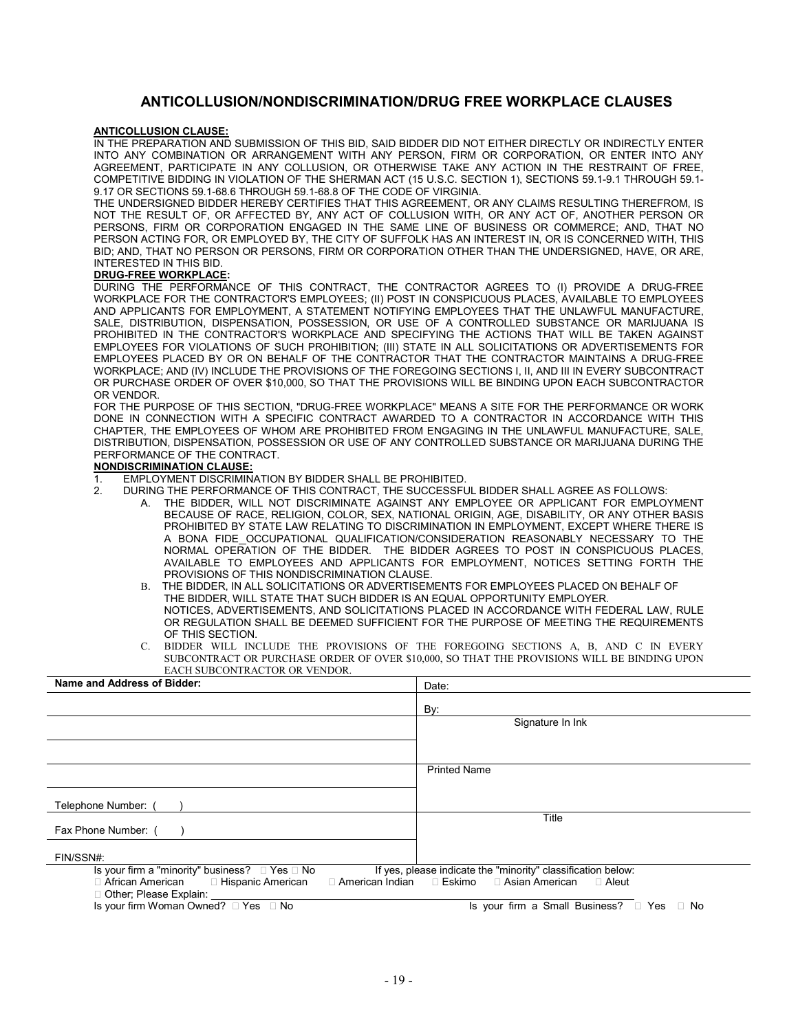## ANTICOLLUSION/NONDISCRIMINATION/DRUG FREE WORKPLACE CLAUSES

**ANTICOLLUSION CLAUSE:**

IN THE PREPARATION AND SUBMISSION OF THIS BID, SAID BIDDER DID NOT EITHER DIRECTLY OR INDIRECTLY ENTER INTO ANY COMBINATION OR ARRANGEMENT WITH ANY PERSON, FIRM OR CORPORATION, OR ENTER INTO ANY AGREEMENT, PARTICIPATE IN ANY COLLUSION, OR OTHERWISE TAKE ANY ACTION IN THE RESTRAINT OF FREE, COMPETITIVE BIDDING IN VIOLATION OF THE SHERMAN ACT (15 U.S.C. SECTION 1), SECTIONS 59.1-9.1 THROUGH 59.1-9.17 OR SECTIONS 59.1-68.6 THROUGH 59.1-68.8 OF THE CODE OF VIRGINIA.

THE UNDERSIGNED BIDDER HEREBY CERTIFIES THAT THIS AGREEMENT, OR ANY CLAIMS RESULTING THEREFROM, IS NOT THE RESULT OF, OR AFFECTED BY, ANY ACT OF COLLUSION WITH, OR ANY ACT OF, ANOTHER PERSON OR PERSONS, FIRM OR CORPORATION ENGAGED IN THE SAME LINE OF BUSINESS OR COMMERCE; AND, THAT NO PERSON ACTING FOR, OR EMPLOYED BY, THE CITY OF SUFFOLK HAS AN INTEREST IN, OR IS CONCERNED WITH, THIS BID; AND, THAT NO PERSON OR PERSONS, FIRM OR CORPORATION OTHER THAN THE UNDERSIGNED, HAVE, OR ARE, INTERESTED IN THIS BID.

**DRUG-FREE WORKPLACE:**

DURING THE PERFORMANCE OF THIS CONTRACT, THE CONTRACTOR AGREES TO (I) PROVIDE A DRUG-FREE WORKPLACE FOR THE CONTRACTOR'S EMPLOYEES; (II) POST IN CONSPICUOUS PLACES, AVAILABLE TO EMPLOYEES AND APPLICANTS FOR EMPLOYMENT, A STATEMENT NOTIFYING EMPLOYEES THAT THE UNLAWFUL MANUFACTURE, SALE, DISTRIBUTION, DISPENSATION, POSSESSION, OR USE OF A CONTROLLED SUBSTANCE OR MARIJUANA IS PROHIBITED IN THE CONTRACTOR'S WORKPLACE AND SPECIFYING THE ACTIONS THAT WILL BE TAKEN AGAINST EMPLOYEES FOR VIOLATIONS OF SUCH PROHIBITION; (III) STATE IN ALL SOLICITATIONS OR ADVERTISEMENTS FOR EMPLOYEES PLACED BY OR ON BEHALF OF THE CONTRACTOR THAT THE CONTRACTOR MAINTAINS A DRUG-FREE WORKPLACE; AND (IV) INCLUDE THE PROVISIONS OF THE FOREGOING SECTIONS I, II, AND III IN EVERY SUBCONTRACT OR PURCHASE ORDER OF OVER $10,000, SO THAT THE PROVISIONS WILL BE BINDING UPON EACH SUBCONTRACTOR OR VENDOR.

FOR THE PURPOSE OF THIS SECTION, "DRUG-FREE WORKPLACE" MEANS A SITE FOR THE PERFORMANCE OR WORK DONE IN CONNECTION WITH A SPECIFIC CONTRACT AWARDED TO A CONTRACTOR IN ACCORDANCE WITH THIS CHAPTER, THE EMPLOYEES OF WHOM ARE PROHIBITED FROM ENGAGING IN THE UNLAWFUL MANUFACTURE, SALE, DISTRIBUTION, DISPENSATION, POSSESSION OR USE OF ANY CONTROLLED SUBSTANCE OR MARIJUANA DURING THE PERFORMANCE OF THE CONTRACT.

**NONDISCRIMINATION CLAUSE:**

1. EMPLOYMENT DISCRIMINATION BY BIDDER SHALL BE PROHIBITED.
2. DURING THE PERFORMANCE OF THIS CONTRACT, THE SUCCESSFUL BIDDER SHALL AGREE AS FOLLOWS:
   A. THE BIDDER, WILL NOT DISCRIMINATE AGAINST ANY EMPLOYEE OR APPLICANT FOR EMPLOYMENT BECAUSE OF RACE, RELIGION, COLOR, SEX, NATIONAL ORIGIN, AGE, DISABILITY, OR ANY OTHER BASIS PROHIBITED BY STATE LAW RELATING TO DISCRIMINATION IN EMPLOYMENT, EXCEPT WHERE THERE IS A BONA FIDE_OCCUPATIONAL QUALIFICATION/CONSIDERATION REASONABLY NECESSARY TO THE NORMAL OPERATION OF THE BIDDER. THE BIDDER AGREES TO POST IN CONSPICUOUS PLACES, AVAILABLE TO EMPLOYEES AND APPLICANTS FOR EMPLOYMENT, NOTICES SETTING FORTH THE PROVISIONS OF THIS NONDISCRIMINATION CLAUSE.

   B. THE BIDDER, IN ALL SOLICITATIONS OR ADVERTISEMENTS FOR EMPLOYEES PLACED ON BEHALF OF THE BIDDER, WILL STATE THAT SUCH BIDDER IS AN EQUAL OPPORTUNITY EMPLOYER.
   NOTICES, ADVERTISEMENTS, AND SOLICITATIONS PLACED IN ACCORDANCE WITH FEDERAL LAW, RULE OR REGULATION SHALL BE DEEMED SUFFICIENT FOR THE PURPOSE OF MEETING THE REQUIREMENTS OF THIS SECTION.

   C. BIDDER WILL INCLUDE THE PROVISIONS OF THE FOREGOING SECTIONS A, B, AND C IN EVERY SUBCONTRACT OR PURCHASE ORDER OF OVER $10,000, SO THAT THE PROVISIONS WILL BE BINDING UPON EACH SUBCONTRACTOR OR VENDOR.

| **Name and Address of Bidder:** | Date: |
|---|---|
| | By: |
| | Signature In Ink |
| | |
| | Printed Name |
| Telephone Number: ( ) | |
| Fax Phone Number: ( ) | Title |
| FIN/SSN#: | |

Is your firm a "minority" business? □ Yes □ No    If yes, please indicate the "minority" classification below:

□ African American □ Hispanic American □ American Indian □ Eskimo □ Asian American □ Aleut

□ Other; Please Explain: ____________________

Is your firm Woman Owned? □ Yes □ No    Is your firm a Small Business? □ Yes □ No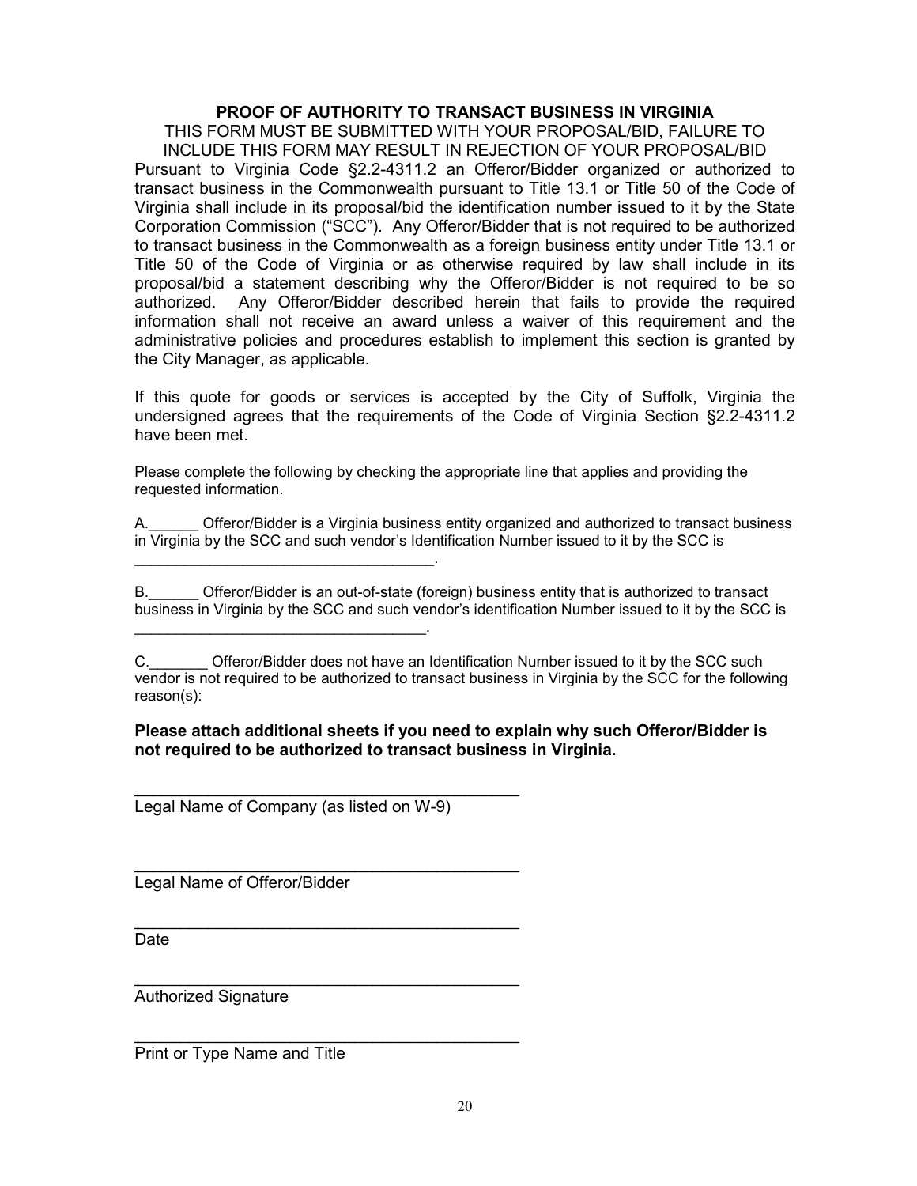**PROOF OF AUTHORITY TO TRANSACT BUSINESS IN VIRGINIA**

THIS FORM MUST BE SUBMITTED WITH YOUR PROPOSAL/BID, FAILURE TO INCLUDE THIS FORM MAY RESULT IN REJECTION OF YOUR PROPOSAL/BID

Pursuant to Virginia Code §2.2-4311.2 an Offeror/Bidder organized or authorized to transact business in the Commonwealth pursuant to Title 13.1 or Title 50 of the Code of Virginia shall include in its proposal/bid the identification number issued to it by the State Corporation Commission ("SCC"). Any Offeror/Bidder that is not required to be authorized to transact business in the Commonwealth as a foreign business entity under Title 13.1 or Title 50 of the Code of Virginia or as otherwise required by law shall include in its proposal/bid a statement describing why the Offeror/Bidder is not required to be so authorized. Any Offeror/Bidder described herein that fails to provide the required information shall not receive an award unless a waiver of this requirement and the administrative policies and procedures establish to implement this section is granted by the City Manager, as applicable.

If this quote for goods or services is accepted by the City of Suffolk, Virginia the undersigned agrees that the requirements of the Code of Virginia Section §2.2-4311.2 have been met.

Please complete the following by checking the appropriate line that applies and providing the requested information.

A.______ Offeror/Bidder is a Virginia business entity organized and authorized to transact business in Virginia by the SCC and such vendor's Identification Number issued to it by the SCC is ___________________________________.

B.______ Offeror/Bidder is an out-of-state (foreign) business entity that is authorized to transact business in Virginia by the SCC and such vendor's identification Number issued to it by the SCC is __________________________________.

C._______ Offeror/Bidder does not have an Identification Number issued to it by the SCC such vendor is not required to be authorized to transact business in Virginia by the SCC for the following reason(s):

**Please attach additional sheets if you need to explain why such Offeror/Bidder is not required to be authorized to transact business in Virginia.**

___________________________________________
Legal Name of Company (as listed on W-9)

___________________________________________
Legal Name of Offeror/Bidder

___________________________________________
Date

___________________________________________
Authorized Signature

___________________________________________
Print or Type Name and Title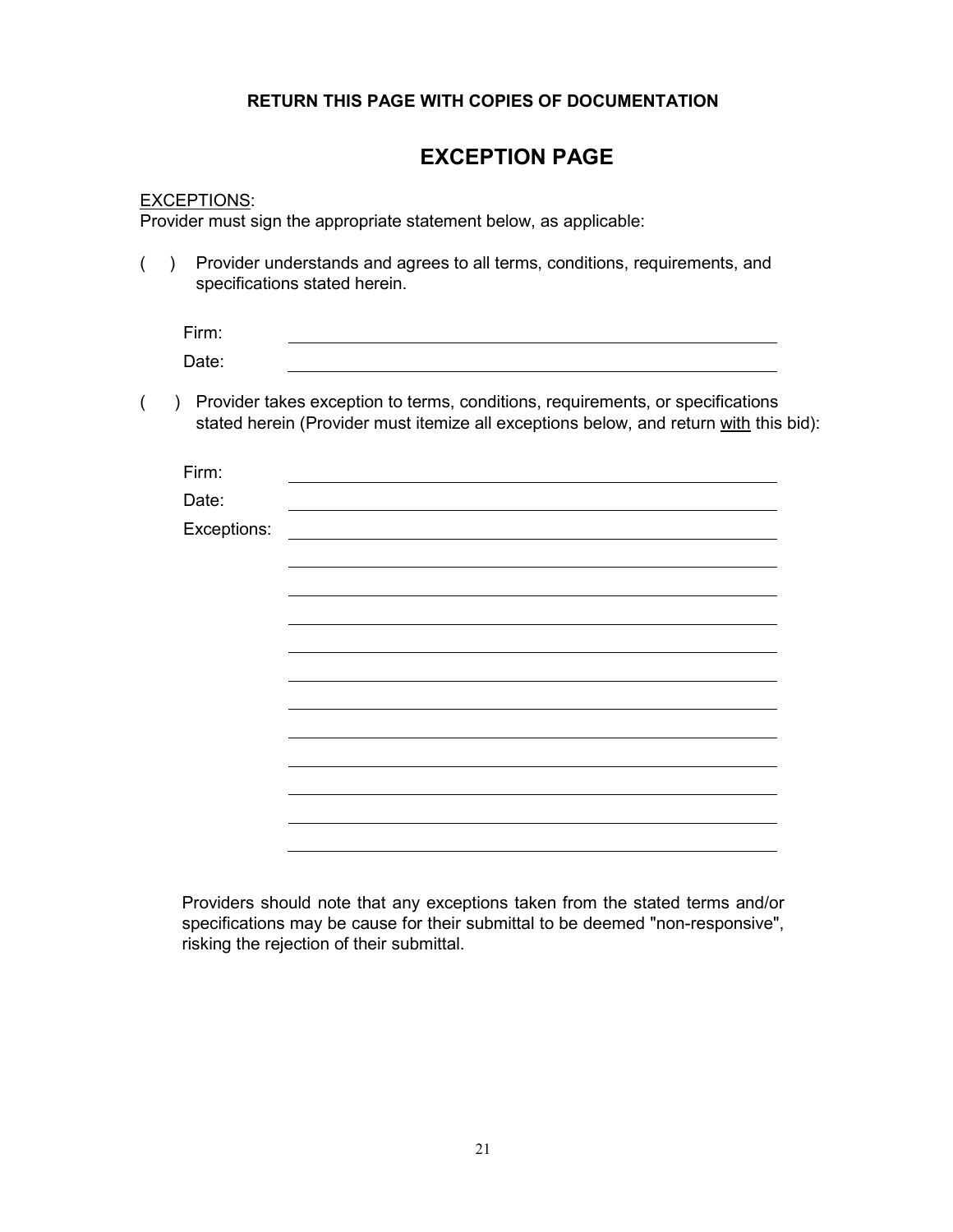**RETURN THIS PAGE WITH COPIES OF DOCUMENTATION**

# EXCEPTION PAGE

<u>EXCEPTIONS</u>:
Provider must sign the appropriate statement below, as applicable:

( ) Provider understands and agrees to all terms, conditions, requirements, and specifications stated herein.

Firm: ______________________________________________

Date: ______________________________________________

( ) Provider takes exception to terms, conditions, requirements, or specifications stated herein (Provider must itemize all exceptions below, and return <u>with</u> this bid):

Firm: ______________________________________________

Date: ______________________________________________

Exceptions: ______________________________________________

______________________________________________

______________________________________________

______________________________________________

______________________________________________

______________________________________________

______________________________________________

______________________________________________

______________________________________________

______________________________________________

______________________________________________

______________________________________________

Providers should note that any exceptions taken from the stated terms and/or specifications may be cause for their submittal to be deemed "non-responsive", risking the rejection of their submittal.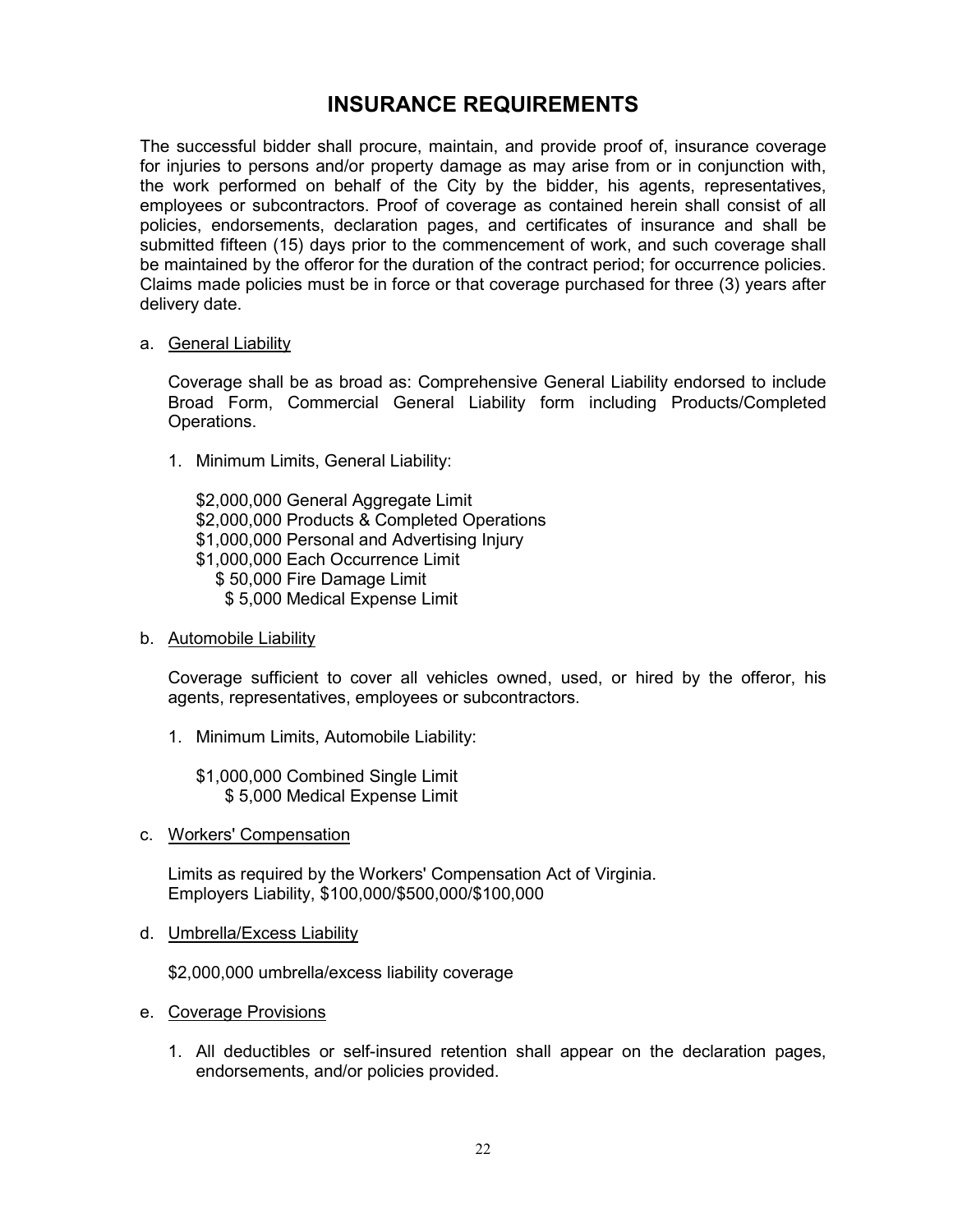# INSURANCE REQUIREMENTS

The successful bidder shall procure, maintain, and provide proof of, insurance coverage for injuries to persons and/or property damage as may arise from or in conjunction with, the work performed on behalf of the City by the bidder, his agents, representatives, employees or subcontractors. Proof of coverage as contained herein shall consist of all policies, endorsements, declaration pages, and certificates of insurance and shall be submitted fifteen (15) days prior to the commencement of work, and such coverage shall be maintained by the offeror for the duration of the contract period; for occurrence policies. Claims made policies must be in force or that coverage purchased for three (3) years after delivery date.

a. <u>General Liability</u>

   Coverage shall be as broad as: Comprehensive General Liability endorsed to include Broad Form, Commercial General Liability form including Products/Completed Operations.

   1. Minimum Limits, General Liability:

      $2,000,000 General Aggregate Limit
      $2,000,000 Products & Completed Operations
      $1,000,000 Personal and Advertising Injury
      $1,000,000 Each Occurrence Limit
      $ 50,000 Fire Damage Limit
      $ 5,000 Medical Expense Limit

b. <u>Automobile Liability</u>

   Coverage sufficient to cover all vehicles owned, used, or hired by the offeror, his agents, representatives, employees or subcontractors.

   1. Minimum Limits, Automobile Liability:

      $1,000,000 Combined Single Limit
      $ 5,000 Medical Expense Limit

c. <u>Workers' Compensation</u>

   Limits as required by the Workers' Compensation Act of Virginia.
   Employers Liability, $100,000/$500,000/$100,000

d. <u>Umbrella/Excess Liability</u>

   $2,000,000 umbrella/excess liability coverage

e. <u>Coverage Provisions</u>

   1. All deductibles or self-insured retention shall appear on the declaration pages, endorsements, and/or policies provided.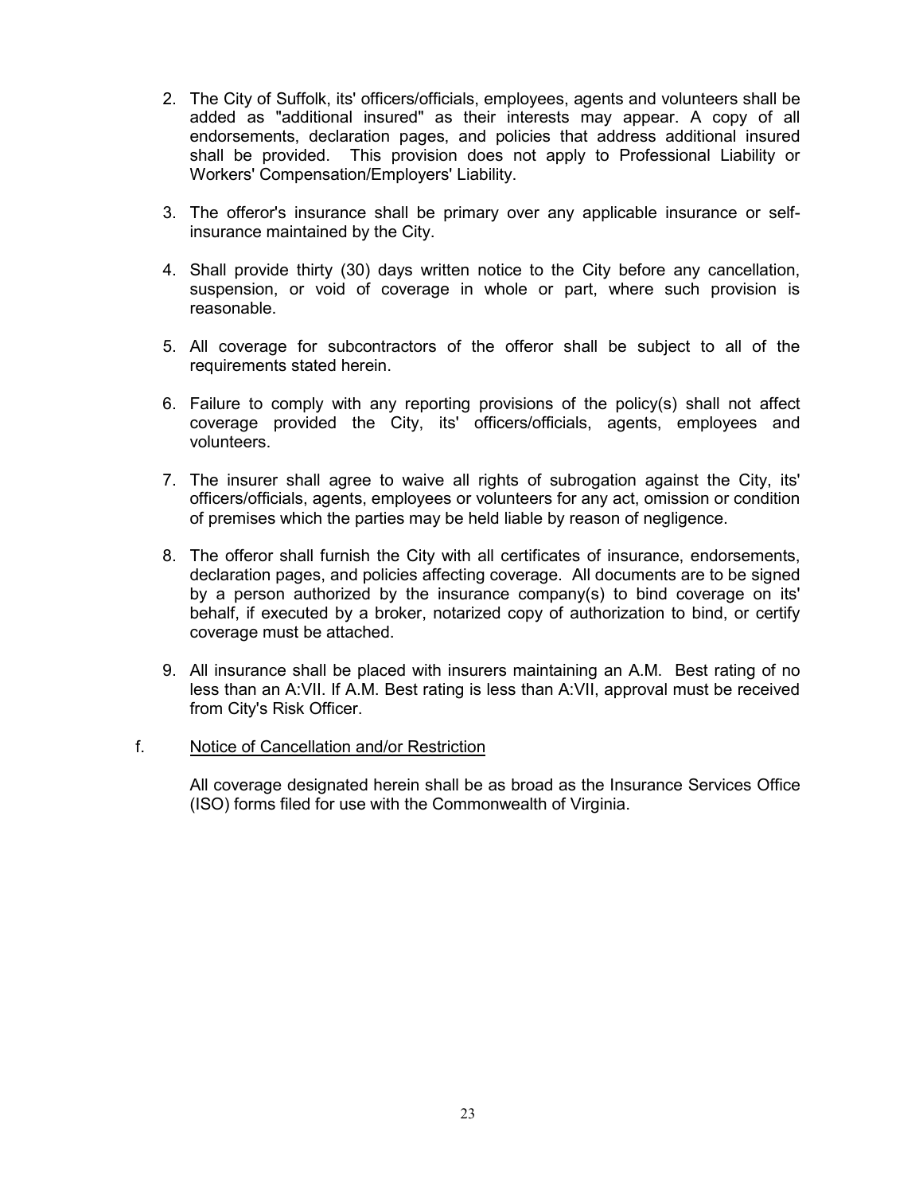2. The City of Suffolk, its' officers/officials, employees, agents and volunteers shall be added as "additional insured" as their interests may appear. A copy of all endorsements, declaration pages, and policies that address additional insured shall be provided. This provision does not apply to Professional Liability or Workers' Compensation/Employers' Liability.

3. The offeror's insurance shall be primary over any applicable insurance or self-insurance maintained by the City.

4. Shall provide thirty (30) days written notice to the City before any cancellation, suspension, or void of coverage in whole or part, where such provision is reasonable.

5. All coverage for subcontractors of the offeror shall be subject to all of the requirements stated herein.

6. Failure to comply with any reporting provisions of the policy(s) shall not affect coverage provided the City, its' officers/officials, agents, employees and volunteers.

7. The insurer shall agree to waive all rights of subrogation against the City, its' officers/officials, agents, employees or volunteers for any act, omission or condition of premises which the parties may be held liable by reason of negligence.

8. The offeror shall furnish the City with all certificates of insurance, endorsements, declaration pages, and policies affecting coverage. All documents are to be signed by a person authorized by the insurance company(s) to bind coverage on its' behalf, if executed by a broker, notarized copy of authorization to bind, or certify coverage must be attached.

9. All insurance shall be placed with insurers maintaining an A.M. Best rating of no less than an A:VII. If A.M. Best rating is less than A:VII, approval must be received from City's Risk Officer.

f. Notice of Cancellation and/or Restriction

All coverage designated herein shall be as broad as the Insurance Services Office (ISO) forms filed for use with the Commonwealth of Virginia.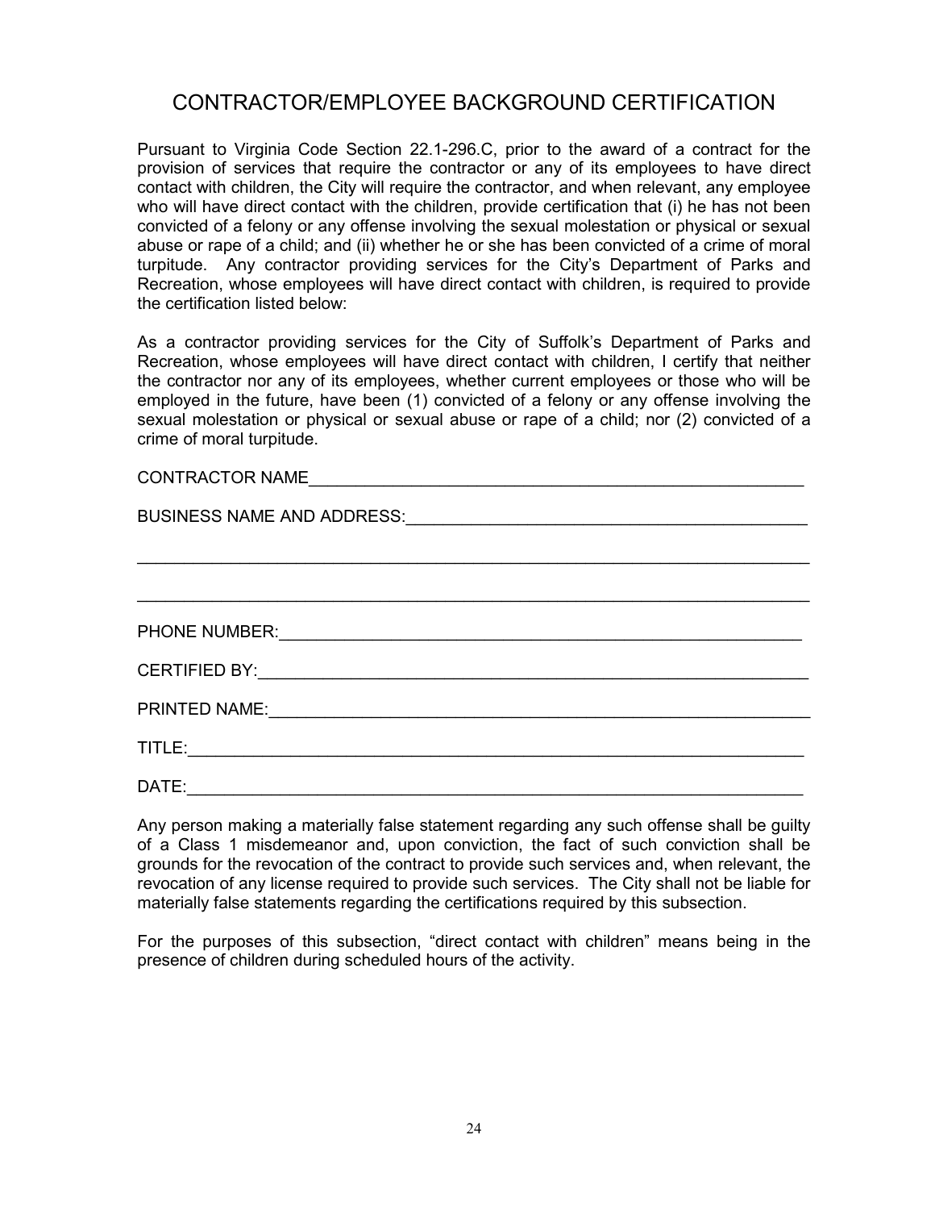# CONTRACTOR/EMPLOYEE BACKGROUND CERTIFICATION

Pursuant to Virginia Code Section 22.1-296.C, prior to the award of a contract for the provision of services that require the contractor or any of its employees to have direct contact with children, the City will require the contractor, and when relevant, any employee who will have direct contact with the children, provide certification that (i) he has not been convicted of a felony or any offense involving the sexual molestation or physical or sexual abuse or rape of a child; and (ii) whether he or she has been convicted of a crime of moral turpitude. Any contractor providing services for the City's Department of Parks and Recreation, whose employees will have direct contact with children, is required to provide the certification listed below:

As a contractor providing services for the City of Suffolk's Department of Parks and Recreation, whose employees will have direct contact with children, I certify that neither the contractor nor any of its employees, whether current employees or those who will be employed in the future, have been (1) convicted of a felony or any offense involving the sexual molestation or physical or sexual abuse or rape of a child; nor (2) convicted of a crime of moral turpitude.

CONTRACTOR NAME______________________________________________________

BUSINESS NAME AND ADDRESS:_______________________________________

_________________________________________________________________

_________________________________________________________________

PHONE NUMBER:_______________________________________________________

CERTIFIED BY:________________________________________________________

PRINTED NAME:________________________________________________________

TITLE:_______________________________________________________________

DATE:________________________________________________________________

Any person making a materially false statement regarding any such offense shall be guilty of a Class 1 misdemeanor and, upon conviction, the fact of such conviction shall be grounds for the revocation of the contract to provide such services and, when relevant, the revocation of any license required to provide such services. The City shall not be liable for materially false statements regarding the certifications required by this subsection.

For the purposes of this subsection, "direct contact with children" means being in the presence of children during scheduled hours of the activity.